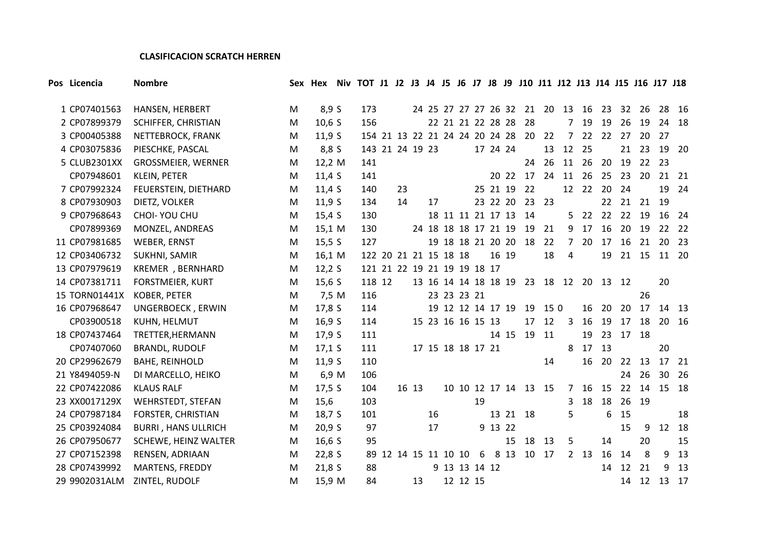**CLASIFICACION SCRATCH HERREN**

| Pos | Licencia | Nombre | Sex | Hex | Niv | TOT | J1 | J2 | J3 | J4 | J5 | J6 | J7 | J8 | J9 | J10 | J11 | J12 | J13 | J14 | J15 | J16 | J17 | J18 |
|---|---|---|---|---|---|---|---|---|---|---|---|---|---|---|---|---|---|---|---|---|---|---|---|---|
| 1 | CP07401563 | HANSEN, HERBERT | M | 8,9 | S | 173 | | | 24 | 25 | 27 | 27 | 27 | 26 | 32 | 21 | 20 | 13 | 16 | 23 | 32 | 26 | 28 | 16 |
| 2 | CP07899379 | SCHIFFER, CHRISTIAN | M | 10,6 | S | 156 | | | | 22 | 21 | 21 | 22 | 28 | 28 | 28 | | 7 | 19 | 19 | 26 | 19 | 24 | 18 |
| 3 | CP00405388 | NETTEBROCK, FRANK | M | 11,9 | S | 154 | 21 | 13 | 22 | 21 | 24 | 24 | 20 | 24 | 28 | 20 | 22 | 7 | 22 | 22 | 27 | 20 | 27 | |
| 4 | CP03075836 | PIESCHKE, PASCAL | M | 8,8 | S | 143 | 21 | 24 | 19 | 23 | | | 17 | 24 | 24 | | 13 | 12 | 25 | | 21 | 23 | 19 | 20 |
| 5 | CLUB2301XX | GROSSMEIER, WERNER | M | 12,2 | M | 141 | | | | | | | | | | 24 | 26 | 11 | 26 | 20 | 19 | 22 | 23 | |
| | CP07948601 | KLEIN, PETER | M | 11,4 | S | 141 | | | | | | | | 20 | 22 | 17 | 24 | 11 | 26 | 25 | 23 | 20 | 21 | 21 |
| 7 | CP07992324 | FEUERSTEIN, DIETHARD | M | 11,4 | S | 140 | | 23 | | | | | 25 | 21 | 19 | 22 | | 12 | 22 | 20 | 24 | | 19 | 24 |
| 8 | CP07930903 | DIETZ, VOLKER | M | 11,9 | S | 134 | | 14 | | 17 | | | 23 | 22 | 20 | 23 | 23 | | | 22 | 21 | 21 | 19 | |
| 9 | CP07968643 | CHOI- YOU CHU | M | 15,4 | S | 130 | | | | 18 | 11 | 11 | 21 | 17 | 13 | 14 | | 5 | 22 | 22 | 22 | 19 | 16 | 24 |
| | CP07899369 | MONZEL, ANDREAS | M | 15,1 | M | 130 | | | 24 | 18 | 18 | 18 | 17 | 21 | 19 | 19 | 21 | 9 | 17 | 16 | 20 | 19 | 22 | 22 |
| 11 | CP07981685 | WEBER, ERNST | M | 15,5 | S | 127 | | | | 19 | 18 | 18 | 21 | 20 | 20 | 18 | 22 | 7 | 20 | 17 | 16 | 21 | 20 | 23 |
| 12 | CP03406732 | SUKHNI, SAMIR | M | 16,1 | M | 122 | 20 | 21 | 21 | 15 | 18 | 18 | | 16 | 19 | | 18 | 4 | | 19 | 21 | 15 | 11 | 20 |
| 13 | CP07979619 | KREMER , BERNHARD | M | 12,2 | S | 121 | 21 | 22 | 19 | 21 | 19 | 19 | 18 | 17 | | | | | | | | | | |
| 14 | CP07381711 | FORSTMEIER, KURT | M | 15,6 | S | 118 | 12 | | 13 | 16 | 14 | 14 | 18 | 18 | 19 | 23 | 18 | 12 | 20 | 13 | 12 | | 20 | |
| 15 | TORN01441X | KOBER, PETER | M | 7,5 | M | 116 | | | | 23 | 23 | 23 | 21 | | | | | | | | | 26 | | |
| 16 | CP07968647 | UNGERBOECK , ERWIN | M | 17,8 | S | 114 | | | | 19 | 12 | 12 | 14 | 17 | 19 | 19 | 15 0 | | 16 | 20 | 20 | 17 | 14 | 13 |
| | CP03900518 | KUHN, HELMUT | M | 16,9 | S | 114 | | | 15 | 23 | 16 | 16 | 15 | 13 | | 17 | 12 | 3 | 16 | 19 | 17 | 18 | 20 | 16 |
| 18 | CP07437464 | TRETTER,HERMANN | M | 17,9 | S | 111 | | | | | | | | 14 | 15 | 19 | 11 | | 19 | 23 | 17 | 18 | | |
| | CP07407060 | BRANDL, RUDOLF | M | 17,1 | S | 111 | | | 17 | 15 | 18 | 18 | 17 | 21 | | | | 8 | 17 | 13 | | | 20 | |
| 20 | CP29962679 | BAHE, REINHOLD | M | 11,9 | S | 110 | | | | | | | | | | | 14 | | 16 | 20 | 22 | 13 | 17 | 21 |
| 21 | Y8494059-N | DI MARCELLO, HEIKO | M | 6,9 | M | 106 | | | | | | | | | | | | | | | 24 | 26 | 30 | 26 |
| 22 | CP07422086 | KLAUS RALF | M | 17,5 | S | 104 | | 16 | 13 | | 10 | 10 | 12 | 17 | 14 | 13 | 15 | 7 | 16 | 15 | 22 | 14 | 15 | 18 |
| 23 | XX0017129X | WEHRSTEDT, STEFAN | M | 15,6 | | 103 | | | | | | | 19 | | | | | 3 | 18 | 18 | 26 | 19 | | |
| 24 | CP07987184 | FORSTER, CHRISTIAN | M | 18,7 | S | 101 | | | | 16 | | | | 13 | 21 | 18 | | 5 | | 6 | 15 | | | 18 |
| 25 | CP03924084 | BURRI , HANS ULLRICH | M | 20,9 | S | 97 | | | | 17 | | | 9 | 13 | 22 | | | | | | 15 | 9 | 12 | 18 |
| 26 | CP07950677 | SCHEWE, HEINZ WALTER | M | 16,6 | S | 95 | | | | | | | | | 15 | 18 | 13 | 5 | | 14 | | 20 | | 15 |
| 27 | CP07152398 | RENSEN, ADRIAAN | M | 22,8 | S | 89 | 12 | 14 | 15 | 11 | 10 | 10 | 6 | 8 | 13 | 10 | 17 | 2 | 13 | 16 | 14 | 8 | 9 | 13 |
| 28 | CP07439992 | MARTENS, FREDDY | M | 21,8 | S | 88 | | | | 9 | 13 | 13 | 14 | 12 | | | | | | 14 | 12 | 21 | 9 | 13 |
| 29 | 9902031ALM | ZINTEL, RUDOLF | M | 15,9 | M | 84 | | | 13 | | 12 | 12 | 15 | | | | | | | | 14 | 12 | 13 | 17 |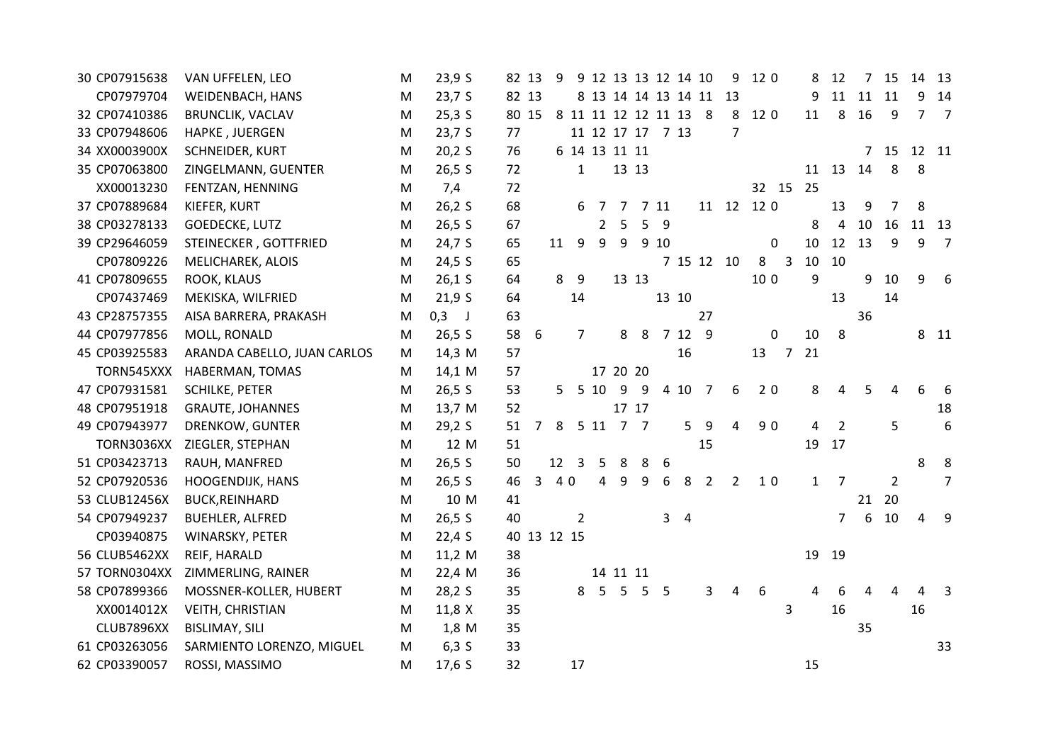| | | | | | | | | | | | | | | | | | | | | | | | | |
|---|---|---|---|---|---|---|---|---|---|---|---|---|---|---|---|---|---|---|---|---|---|---|---|---|
| 30 | CP07915638 | VAN UFFELEN, LEO | M | 23,9 S | 82 | 13 | 9 | 9 | 12 | 13 | 13 | 12 | 14 | 10 | 9 | 12 | 0 | | 8 | 12 | 7 | 15 | 14 | 13 |
| | CP07979704 | WEIDENBACH, HANS | M | 23,7 S | 82 | 13 | | 8 | 13 | 14 | 14 | 13 | 14 | 11 | 13 | | | | 9 | 11 | 11 | 11 | 9 | 14 |
| 32 | CP07410386 | BRUNCLIK, VACLAV | M | 25,3 S | 80 | 15 | 8 | 11 | 11 | 12 | 12 | 11 | 13 | 8 | 8 | 12 | 0 | | 11 | 8 | 16 | 9 | 7 | 7 |
| 33 | CP07948606 | HAPKE , JUERGEN | M | 23,7 S | 77 | | | 11 | 12 | 17 | 17 | 7 | 13 | | 7 | | | | | | | | | |
| 34 | XX0003900X | SCHNEIDER, KURT | M | 20,2 S | 76 | | | 6 | 14 | 13 | 11 | 11 | | | | | | | | | 7 | 15 | 12 | 11 |
| 35 | CP07063800 | ZINGELMANN, GUENTER | M | 26,5 S | 72 | | | 1 | | 13 | 13 | | | | | | | | 11 | 13 | 14 | 8 | 8 | |
| | XX00013230 | FENTZAN, HENNING | M | 7,4 | 72 | | | | | | | | | | | 32 | | 15 | 25 | | | | | |
| 37 | CP07889684 | KIEFER, KURT | M | 26,2 S | 68 | | | 6 | 7 | 7 | 7 | 11 | | 11 | 12 | 12 | 0 | | | 13 | 9 | 7 | 8 | |
| 38 | CP03278133 | GOEDECKE, LUTZ | M | 26,5 S | 67 | | | | 2 | 5 | 5 | 9 | | | | | | | 8 | 4 | 10 | 16 | 11 | 13 |
| 39 | CP29646059 | STEINECKER , GOTTFRIED | M | 24,7 S | 65 | | 11 | 9 | 9 | 9 | 9 | 10 | | | | | 0 | | 10 | 12 | 13 | 9 | 9 | 7 |
| | CP07809226 | MELICHAREK, ALOIS | M | 24,5 S | 65 | | | | | | | 7 | 15 | 12 | 10 | 8 | | 3 | 10 | 10 | | | | |
| 41 | CP07809655 | ROOK, KLAUS | M | 26,1 S | 64 | | 8 | 9 | | 13 | 13 | | | | | 10 | 0 | | 9 | | 9 | 10 | 9 | 6 |
| | CP07437469 | MEKISKA, WILFRIED | M | 21,9 S | 64 | | | 14 | | | | 13 | 10 | | | | | | | 13 | | 14 | | |
| 43 | CP28757355 | AISA BARRERA, PRAKASH | M | 0,3 J | 63 | | | | | | | | | 27 | | | | | | | 36 | | | |
| 44 | CP07977856 | MOLL, RONALD | M | 26,5 S | 58 | 6 | | 7 | | 8 | 8 | 7 | 12 | 9 | | | 0 | | 10 | 8 | | | 8 | 11 |
| 45 | CP03925583 | ARANDA CABELLO, JUAN CARLOS | M | 14,3 M | 57 | | | | | | | | 16 | | | 13 | | 7 | 21 | | | | | |
| | TORN545XXX | HABERMAN, TOMAS | M | 14,1 M | 57 | | | | 17 | 20 | 20 | | | | | | | | | | | | | |
| 47 | CP07931581 | SCHILKE, PETER | M | 26,5 S | 53 | | 5 | 5 | 10 | 9 | 9 | 4 | 10 | 7 | 6 | 2 | 0 | | 8 | 4 | 5 | 4 | 6 | 6 |
| 48 | CP07951918 | GRAUTE, JOHANNES | M | 13,7 M | 52 | | | | | 17 | 17 | | | | | | | | | | | | | 18 |
| 49 | CP07943977 | DRENKOW, GUNTER | M | 29,2 S | 51 | 7 | 8 | 5 | 11 | 7 | 7 | | 5 | 9 | 4 | 9 | 0 | | 4 | 2 | | 5 | | 6 |
| | TORN3036XX | ZIEGLER, STEPHAN | M | 12 M | 51 | | | | | | | | | 15 | | | | | 19 | 17 | | | | |
| 51 | CP03423713 | RAUH, MANFRED | M | 26,5 S | 50 | | 12 | 3 | 5 | 8 | 8 | 6 | | | | | | | | | | | 8 | 8 |
| 52 | CP07920536 | HOOGENDIJK, HANS | M | 26,5 S | 46 | 3 | 4 0 | | 4 | 9 | 9 | 6 | 8 | 2 | 2 | 1 | 0 | | 1 | 7 | | 2 | | 7 |
| 53 | CLUB12456X | BUCK,REINHARD | M | 10 M | 41 | | | | | | | | | | | | | | | | 21 | 20 | | |
| 54 | CP07949237 | BUEHLER, ALFRED | M | 26,5 S | 40 | | | 2 | | | | 3 | 4 | | | | | | | 7 | 6 | 10 | 4 | 9 |
| | CP03940875 | WINARSKY, PETER | M | 22,4 S | 40 | 13 | 12 | 15 | | | | | | | | | | | | | | | | |
| 56 | CLUB5462XX | REIF, HARALD | M | 11,2 M | 38 | | | | | | | | | | | | | | 19 | 19 | | | | |
| 57 | TORN0304XX | ZIMMERLING, RAINER | M | 22,4 M | 36 | | | | 14 | 11 | 11 | | | | | | | | | | | | | |
| 58 | CP07899366 | MOSSNER-KOLLER, HUBERT | M | 28,2 S | 35 | | | 8 | 5 | 5 | 5 | 5 | | 3 | 4 | 6 | | | 4 | 6 | 4 | 4 | 4 | 3 |
| | XX0014012X | VEITH, CHRISTIAN | M | 11,8 X | 35 | | | | | | | | | | | | | 3 | | 16 | | | 16 | |
| | CLUB7896XX | BISLIMAY, SILI | M | 1,8 M | 35 | | | | | | | | | | | | | | | | 35 | | | |
| 61 | CP03263056 | SARMIENTO LORENZO, MIGUEL | M | 6,3 S | 33 | | | | | | | | | | | | | | | | | | | 33 |
| 62 | CP03390057 | ROSSI, MASSIMO | M | 17,6 S | 32 | | | 17 | | | | | | | | | | | 15 | | | | | |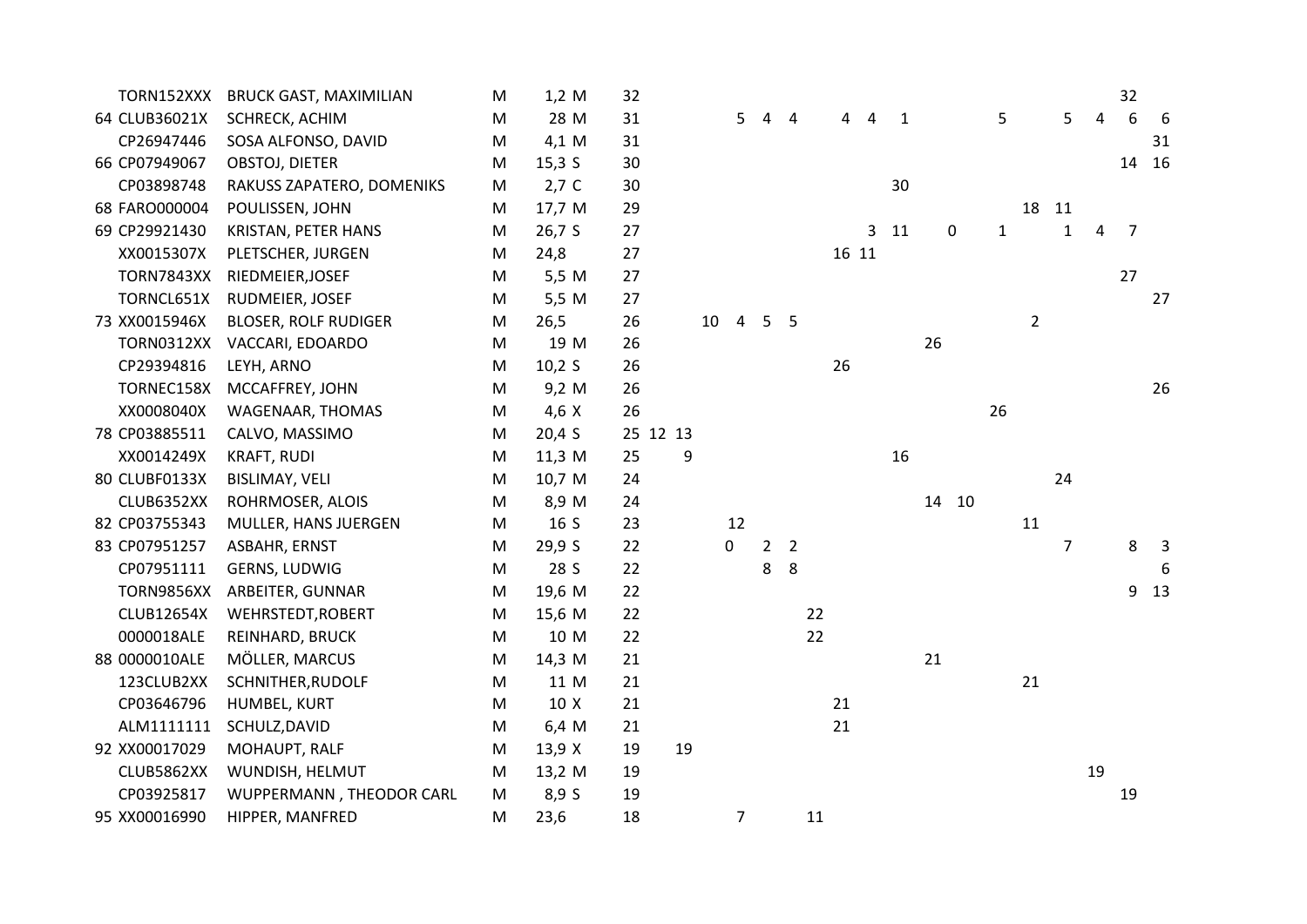| | | | | | | | | | | | | | | | | | | | | | | | | |
|---|---|---|---|---|---|---|---|---|---|---|---|---|---|---|---|---|---|---|---|---|---|---|---|---|
| | TORN152XXX | BRUCK GAST, MAXIMILIAN | M | 1,2 | M | 32 | | | | | | | | | | | | | | | | 32 | |
| 64 | CLUB36021X | SCHRECK, ACHIM | M | 28 | M | 31 | | | | 5 | 4 | 4 | | 4 | 4 | 1 | | | 5 | | 5 | 4 | 6 | 6 |
| | CP26947446 | SOSA ALFONSO, DAVID | M | 4,1 | M | 31 | | | | | | | | | | | | | | | | | | 31 |
| 66 | CP07949067 | OBSTOJ, DIETER | M | 15,3 | S | 30 | | | | | | | | | | | | | | | | | 14 | 16 |
| | CP03898748 | RAKUSS ZAPATERO, DOMENIKS | M | 2,7 | C | 30 | | | | | | | | | | 30 | | | | | | | | |
| 68 | FARO000004 | POULISSEN, JOHN | M | 17,7 | M | 29 | | | | | | | | | | | | | | 18 | 11 | | | |
| 69 | CP29921430 | KRISTAN, PETER HANS | M | 26,7 | S | 27 | | | | | | | | | 3 | 11 | | 0 | 1 | | 1 | 4 | 7 | |
| | XX0015307X | PLETSCHER, JURGEN | M | 24,8 | | 27 | | | | | | | | 16 | 11 | | | | | | | | | |
| | TORN7843XX | RIEDMEIER,JOSEF | M | 5,5 | M | 27 | | | | | | | | | | | | | | | | | 27 | |
| | TORNCL651X | RUDMEIER, JOSEF | M | 5,5 | M | 27 | | | | | | | | | | | | | | | | | | 27 |
| 73 | XX0015946X | BLOSER, ROLF RUDIGER | M | 26,5 | | 26 | | | 10 | 4 | 5 | 5 | | | | | | | | 2 | | | | |
| | TORN0312XX | VACCARI, EDOARDO | M | 19 | M | 26 | | | | | | | | | | | 26 | | | | | | | |
| | CP29394816 | LEYH, ARNO | M | 10,2 | S | 26 | | | | | | | | 26 | | | | | | | | | | |
| | TORNEC158X | MCCAFFREY, JOHN | M | 9,2 | M | 26 | | | | | | | | | | | | | | | | | | 26 |
| | XX0008040X | WAGENAAR, THOMAS | M | 4,6 | X | 26 | | | | | | | | | | | | | 26 | | | | | |
| 78 | CP03885511 | CALVO, MASSIMO | M | 20,4 | S | 25 | 12 | 13 | | | | | | | | | | | | | | | | |
| | XX0014249X | KRAFT, RUDI | M | 11,3 | M | 25 | | 9 | | | | | | | | 16 | | | | | | | | |
| 80 | CLUBF0133X | BISLIMAY, VELI | M | 10,7 | M | 24 | | | | | | | | | | | | | | | 24 | | | |
| | CLUB6352XX | ROHRMOSER, ALOIS | M | 8,9 | M | 24 | | | | | | | | | | | 14 | 10 | | | | | | |
| 82 | CP03755343 | MULLER, HANS JUERGEN | M | 16 | S | 23 | | | | 12 | | | | | | | | | | 11 | | | | |
| 83 | CP07951257 | ASBAHR, ERNST | M | 29,9 | S | 22 | | | | 0 | 2 | 2 | | | | | | | | | 7 | | 8 | 3 |
| | CP07951111 | GERNS, LUDWIG | M | 28 | S | 22 | | | | | 8 | 8 | | | | | | | | | | | | 6 |
| | TORN9856XX | ARBEITER, GUNNAR | M | 19,6 | M | 22 | | | | | | | | | | | | | | | | | 9 | 13 |
| | CLUB12654X | WEHRSTEDT,ROBERT | M | 15,6 | M | 22 | | | | | | | 22 | | | | | | | | | | | |
| | 0000018ALE | REINHARD, BRUCK | M | 10 | M | 22 | | | | | | | 22 | | | | | | | | | | | |
| 88 | 0000010ALE | MÖLLER, MARCUS | M | 14,3 | M | 21 | | | | | | | | | | | 21 | | | | | | | |
| | 123CLUB2XX | SCHNITHER,RUDOLF | M | 11 | M | 21 | | | | | | | | | | | | | | 21 | | | | |
| | CP03646796 | HUMBEL, KURT | M | 10 | X | 21 | | | | | | | | 21 | | | | | | | | | | |
| | ALM1111111 | SCHULZ,DAVID | M | 6,4 | M | 21 | | | | | | | | 21 | | | | | | | | | | |
| 92 | XX00017029 | MOHAUPT, RALF | M | 13,9 | X | 19 | | 19 | | | | | | | | | | | | | | | | |
| | CLUB5862XX | WUNDISH, HELMUT | M | 13,2 | M | 19 | | | | | | | | | | | | | | | | 19 | | |
| | CP03925817 | WUPPERMANN , THEODOR CARL | M | 8,9 | S | 19 | | | | | | | | | | | | | | | | | 19 | |
| 95 | XX00016990 | HIPPER, MANFRED | M | 23,6 | | 18 | | | | 7 | | | 11 | | | | | | | | | | | |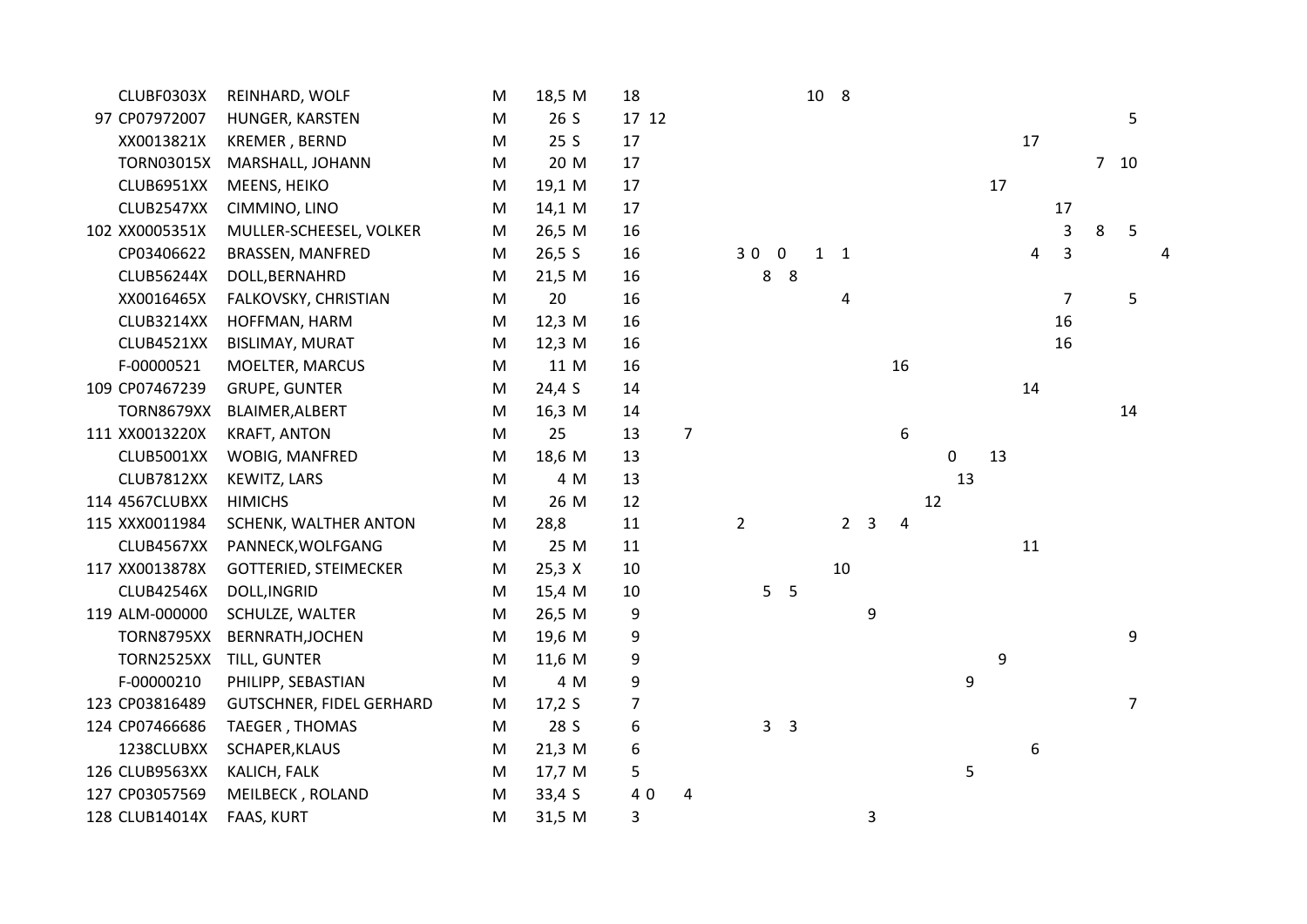| | | | | | | | | | | | | | | | | | | | | | | | | | |
|---|---|---|---|---|---|---|---|---|---|---|---|---|---|---|---|---|---|---|---|---|---|---|---|---|---|
| | CLUBF0303X | REINHARD, WOLF | M | 18,5 | M | 18 | | | | | | | 10 | 8 | | | | | | | | | | | |
| 97 | CP07972007 | HUNGER, KARSTEN | M | 26 | S | 17 | 12 | | | | | | | | | | | | | | | | | 5 | |
| | XX0013821X | KREMER , BERND | M | 25 | S | 17 | | | | | | | | | | | | | | | 17 | | | | |
| | TORN03015X | MARSHALL, JOHANN | M | 20 | M | 17 | | | | | | | | | | | | | | | | | 7 | 10 | |
| | CLUB6951XX | MEENS, HEIKO | M | 19,1 | M | 17 | | | | | | | | | | | | | | 17 | | | | | |
| | CLUB2547XX | CIMMINO, LINO | M | 14,1 | M | 17 | | | | | | | | | | | | | | | | 17 | | | |
| 102 | XX0005351X | MULLER-SCHEESEL, VOLKER | M | 26,5 | M | 16 | | | | | | | | | | | | | | | | 3 | 8 | 5 | |
| | CP03406622 | BRASSEN, MANFRED | M | 26,5 | S | 16 | | | 3 | 0 | 0 | | 1 | 1 | | | | | | | 4 | 3 | | | 4 |
| | CLUB56244X | DOLL,BERNAHRD | M | 21,5 | M | 16 | | | | | 8 | 8 | | | | | | | | | | | | | |
| | XX0016465X | FALKOVSKY, CHRISTIAN | M | 20 | | 16 | | | | | | | | 4 | | | | | | | | 7 | | 5 | |
| | CLUB3214XX | HOFFMAN, HARM | M | 12,3 | M | 16 | | | | | | | | | | | | | | | | 16 | | | |
| | CLUB4521XX | BISLIMAY, MURAT | M | 12,3 | M | 16 | | | | | | | | | | | | | | | | 16 | | | |
| | F-00000521 | MOELTER, MARCUS | M | 11 | M | 16 | | | | | | | | | | 16 | | | | | | | | | |
| 109 | CP07467239 | GRUPE, GUNTER | M | 24,4 | S | 14 | | | | | | | | | | | | | | | 14 | | | | |
| | TORN8679XX | BLAIMER,ALBERT | M | 16,3 | M | 14 | | | | | | | | | | | | | | | | | | 14 | |
| 111 | XX0013220X | KRAFT, ANTON | M | 25 | | 13 | | 7 | | | | | | | | 6 | | | | | | | | | |
| | CLUB5001XX | WOBIG, MANFRED | M | 18,6 | M | 13 | | | | | | | | | | | | 0 | | 13 | | | | | |
| | CLUB7812XX | KEWITZ, LARS | M | 4 | M | 13 | | | | | | | | | | | | | 13 | | | | | | |
| 114 | 4567CLUBXX | HIMICHS | M | 26 | M | 12 | | | | | | | | | | | 12 | | | | | | | | |
| 115 | XXX0011984 | SCHENK, WALTHER ANTON | M | 28,8 | | 11 | | | 2 | | | | | 2 | 3 | 4 | | | | | | | | | |
| | CLUB4567XX | PANNECK,WOLFGANG | M | 25 | M | 11 | | | | | | | | | | | | | | | 11 | | | | |
| 117 | XX0013878X | GOTTERIED, STEIMECKER | M | 25,3 | X | 10 | | | | | | | | 10 | | | | | | | | | | | |
| | CLUB42546X | DOLL,INGRID | M | 15,4 | M | 10 | | | | | 5 | 5 | | | | | | | | | | | | | |
| 119 | ALM-000000 | SCHULZE, WALTER | M | 26,5 | M | 9 | | | | | | | | | 9 | | | | | | | | | | |
| | TORN8795XX | BERNRATH,JOCHEN | M | 19,6 | M | 9 | | | | | | | | | | | | | | | | | | 9 | |
| | TORN2525XX | TILL, GUNTER | M | 11,6 | M | 9 | | | | | | | | | | | | | | 9 | | | | | |
| | F-00000210 | PHILIPP, SEBASTIAN | M | 4 | M | 9 | | | | | | | | | | | | | 9 | | | | | | |
| 123 | CP03816489 | GUTSCHNER, FIDEL GERHARD | M | 17,2 | S | 7 | | | | | | | | | | | | | | | | | | 7 | |
| 124 | CP07466686 | TAEGER , THOMAS | M | 28 | S | 6 | | | | | 3 | 3 | | | | | | | | | | | | | |
| | 1238CLUBXX | SCHAPER,KLAUS | M | 21,3 | M | 6 | | | | | | | | | | | | | | | 6 | | | | |
| 126 | CLUB9563XX | KALICH, FALK | M | 17,7 | M | 5 | | | | | | | | | | | | | 5 | | | | | | |
| 127 | CP03057569 | MEILBECK , ROLAND | M | 33,4 | S | 4 | 0 | 4 | | | | | | | | | | | | | | | | | |
| 128 | CLUB14014X | FAAS, KURT | M | 31,5 | M | 3 | | | | | | | | | 3 | | | | | | | | | | |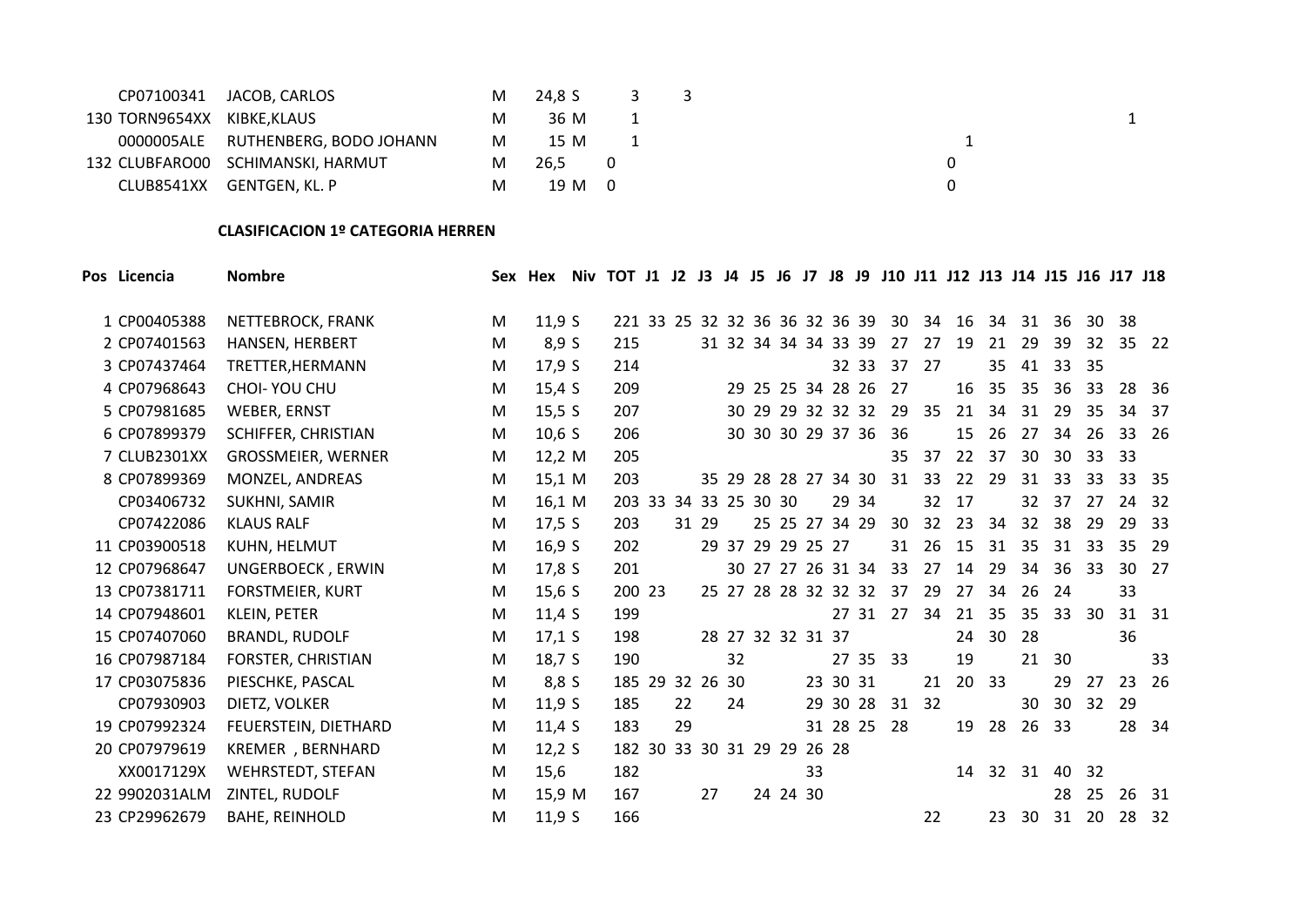| Pos | Licencia | Nombre | Sex | Hex | Niv | TOT | J1 | J2 | J3 | J4 | J5 | J6 | J7 | J8 | J9 | J10 | J11 | J12 | J13 | J14 | J15 | J16 | J17 | J18 |
|---|---|---|---|---|---|---|---|---|---|---|---|---|---|---|---|---|---|---|---|---|---|---|---|---|
| | CP07100341 | JACOB, CARLOS | M | 24,8 | S | 3 | 3 | | | | | | | | | | | | | | | | | |
| 130 | TORN9654XX | KIBKE,KLAUS | M | 36 | M | 1 | | | | | | | | | | | | | | | | 1 | | |
| | 0000005ALE | RUTHENBERG, BODO JOHANN | M | 15 | M | 1 | | | | | | | | | | | 1 | | | | | | | |
| 132 | CLUBFARO00 | SCHIMANSKI, HARMUT | M | 26,5 | | 0 | | | | | | | | | | | 0 | | | | | | | |
| | CLUB8541XX | GENTGEN, KL. P | M | 19 | M | 0 | | | | | | | | | | | 0 | | | | | | | |

**CLASIFICACION 1º CATEGORIA HERREN**

| Pos | Licencia | Nombre | Sex | Hex | Niv | TOT | J1 | J2 | J3 | J4 | J5 | J6 | J7 | J8 | J9 | J10 | J11 | J12 | J13 | J14 | J15 | J16 | J17 | J18 |
|---|---|---|---|---|---|---|---|---|---|---|---|---|---|---|---|---|---|---|---|---|---|---|---|---|
| 1 | CP00405388 | NETTEBROCK, FRANK | M | 11,9 | S | 221 | 33 | 25 | 32 | 32 | 36 | 36 | 32 | 36 | 39 | 30 | 34 | 16 | 34 | 31 | 36 | 30 | 38 | |
| 2 | CP07401563 | HANSEN, HERBERT | M | 8,9 | S | 215 | | | 31 | 32 | 34 | 34 | 34 | 33 | 39 | 27 | 27 | 19 | 21 | 29 | 39 | 32 | 35 | 22 |
| 3 | CP07437464 | TRETTER,HERMANN | M | 17,9 | S | 214 | | | | | | | | 32 | 33 | 37 | 27 | | 35 | 41 | 33 | 35 | | |
| 4 | CP07968643 | CHOI- YOU CHU | M | 15,4 | S | 209 | | | | 29 | 25 | 25 | 34 | 28 | 26 | 27 | | 16 | 35 | 35 | 36 | 33 | 28 | 36 |
| 5 | CP07981685 | WEBER, ERNST | M | 15,5 | S | 207 | | | | 30 | 29 | 29 | 32 | 32 | 32 | 29 | 35 | 21 | 34 | 31 | 29 | 35 | 34 | 37 |
| 6 | CP07899379 | SCHIFFER, CHRISTIAN | M | 10,6 | S | 206 | | | | 30 | 30 | 30 | 29 | 37 | 36 | 36 | | 15 | 26 | 27 | 34 | 26 | 33 | 26 |
| 7 | CLUB2301XX | GROSSMEIER, WERNER | M | 12,2 | M | 205 | | | | | | | | | | 35 | 37 | 22 | 37 | 30 | 30 | 33 | 33 | |
| 8 | CP07899369 | MONZEL, ANDREAS | M | 15,1 | M | 203 | | | 35 | 29 | 28 | 28 | 27 | 34 | 30 | 31 | 33 | 22 | 29 | 31 | 33 | 33 | 33 | 35 |
| | CP03406732 | SUKHNI, SAMIR | M | 16,1 | M | 203 | 33 | 34 | 33 | 25 | 30 | 30 | | 29 | 34 | | 32 | 17 | | 32 | 37 | 27 | 24 | 32 |
| | CP07422086 | KLAUS RALF | M | 17,5 | S | 203 | | 31 | 29 | | 25 | 25 | 27 | 34 | 29 | 30 | 32 | 23 | 34 | 32 | 38 | 29 | 29 | 33 |
| 11 | CP03900518 | KUHN, HELMUT | M | 16,9 | S | 202 | | | 29 | 37 | 29 | 29 | 25 | 27 | | 31 | 26 | 15 | 31 | 35 | 31 | 33 | 35 | 29 |
| 12 | CP07968647 | UNGERBOECK , ERWIN | M | 17,8 | S | 201 | | | | 30 | 27 | 27 | 26 | 31 | 34 | 33 | 27 | 14 | 29 | 34 | 36 | 33 | 30 | 27 |
| 13 | CP07381711 | FORSTMEIER, KURT | M | 15,6 | S | 200 | 23 | | 25 | 27 | 28 | 28 | 32 | 32 | 32 | 37 | 29 | 27 | 34 | 26 | 24 | | 33 | |
| 14 | CP07948601 | KLEIN, PETER | M | 11,4 | S | 199 | | | | | | | | 27 | 31 | 27 | 34 | 21 | 35 | 35 | 33 | 30 | 31 | 31 |
| 15 | CP07407060 | BRANDL, RUDOLF | M | 17,1 | S | 198 | | | 28 | 27 | 32 | 32 | 31 | 37 | | | | 24 | 30 | 28 | | | 36 | |
| 16 | CP07987184 | FORSTER, CHRISTIAN | M | 18,7 | S | 190 | | | | 32 | | | | 27 | 35 | 33 | | 19 | | 21 | 30 | | | 33 |
| 17 | CP03075836 | PIESCHKE, PASCAL | M | 8,8 | S | 185 | 29 | 32 | 26 | 30 | | | 23 | 30 | 31 | | 21 | 20 | 33 | | 29 | 27 | 23 | 26 |
| | CP07930903 | DIETZ, VOLKER | M | 11,9 | S | 185 | | 22 | | 24 | | | 29 | 30 | 28 | 31 | 32 | | | 30 | 30 | 32 | 29 | |
| 19 | CP07992324 | FEUERSTEIN, DIETHARD | M | 11,4 | S | 183 | | 29 | | | | | 31 | 28 | 25 | 28 | | 19 | 28 | 26 | 33 | | 28 | 34 |
| 20 | CP07979619 | KREMER , BERNHARD | M | 12,2 | S | 182 | 30 | 33 | 30 | 31 | 29 | 29 | 26 | 28 | | | | | | | | | | |
| | XX0017129X | WEHRSTEDT, STEFAN | M | 15,6 | | 182 | | | | | | | 33 | | | | | 14 | 32 | 31 | 40 | 32 | | |
| 22 | 9902031ALM | ZINTEL, RUDOLF | M | 15,9 | M | 167 | | | 27 | | 24 | 24 | 30 | | | | | | | | 28 | 25 | 26 | 31 |
| 23 | CP29962679 | BAHE, REINHOLD | M | 11,9 | S | 166 | | | | | | | | | | | 22 | | 23 | 30 | 31 | 20 | 28 | 32 |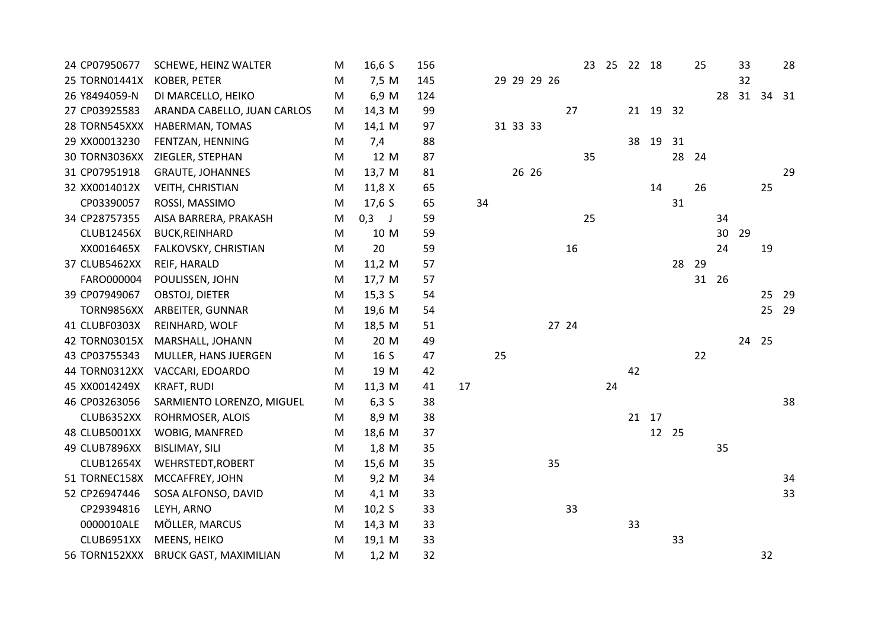| | | | | | | | | | | | | | | | | | | | | | | |
|---|---|---|---|---|---|---|---|---|---|---|---|---|---|---|---|---|---|---|---|---|---|---|
| 24 | CP07950677 | SCHEWE, HEINZ WALTER | M | 16,6 S | 156 | | | | | | | | 23 | 25 | 22 | 18 | | 25 | | 33 | | 28 |
| 25 | TORN01441X | KOBER, PETER | M | 7,5 M | 145 | | | 29 | 29 | 29 | 26 | | | | | | | | | 32 | | |
| 26 | Y8494059-N | DI MARCELLO, HEIKO | M | 6,9 M | 124 | | | | | | | | | | | | | | 28 | 31 | 34 | 31 |
| 27 | CP03925583 | ARANDA CABELLO, JUAN CARLOS | M | 14,3 M | 99 | | | | | | | 27 | | | 21 | 19 | 32 | | | | | |
| 28 | TORN545XXX | HABERMAN, TOMAS | M | 14,1 M | 97 | | | 31 | 33 | 33 | | | | | | | | | | | | |
| 29 | XX00013230 | FENTZAN, HENNING | M | 7,4 | 88 | | | | | | | | | | 38 | 19 | 31 | | | | | |
| 30 | TORN3036XX | ZIEGLER, STEPHAN | M | 12 M | 87 | | | | | | | | 35 | | | | 28 | 24 | | | | |
| 31 | CP07951918 | GRAUTE, JOHANNES | M | 13,7 M | 81 | | | | 26 | 26 | | | | | | | | | | | | 29 |
| 32 | XX0014012X | VEITH, CHRISTIAN | M | 11,8 X | 65 | | | | | | | | | | | 14 | | 26 | | | 25 | |
| | CP03390057 | ROSSI, MASSIMO | M | 17,6 S | 65 | | 34 | | | | | | | | | | 31 | | | | | |
| 34 | CP28757355 | AISA BARRERA, PRAKASH | M | 0,3 J | 59 | | | | | | | | 25 | | | | | | 34 | | | |
| | CLUB12456X | BUCK,REINHARD | M | 10 M | 59 | | | | | | | | | | | | | | 30 | 29 | | |
| | XX0016465X | FALKOVSKY, CHRISTIAN | M | 20 | 59 | | | | | | | 16 | | | | | | | 24 | | 19 | |
| 37 | CLUB5462XX | REIF, HARALD | M | 11,2 M | 57 | | | | | | | | | | | | 28 | 29 | | | | |
| | FARO000004 | POULISSEN, JOHN | M | 17,7 M | 57 | | | | | | | | | | | | | 31 | 26 | | | |
| 39 | CP07949067 | OBSTOJ, DIETER | M | 15,3 S | 54 | | | | | | | | | | | | | | | | 25 | 29 |
| | TORN9856XX | ARBEITER, GUNNAR | M | 19,6 M | 54 | | | | | | | | | | | | | | | | 25 | 29 |
| 41 | CLUBF0303X | REINHARD, WOLF | M | 18,5 M | 51 | | | | | | 27 | 24 | | | | | | | | | | |
| 42 | TORN03015X | MARSHALL, JOHANN | M | 20 M | 49 | | | | | | | | | | | | | | | 24 | 25 | |
| 43 | CP03755343 | MULLER, HANS JUERGEN | M | 16 S | 47 | | | 25 | | | | | | | | | | 22 | | | | |
| 44 | TORN0312XX | VACCARI, EDOARDO | M | 19 M | 42 | | | | | | | | | | 42 | | | | | | | |
| 45 | XX0014249X | KRAFT, RUDI | M | 11,3 M | 41 | 17 | | | | | | | | 24 | | | | | | | | |
| 46 | CP03263056 | SARMIENTO LORENZO, MIGUEL | M | 6,3 S | 38 | | | | | | | | | | | | | | | | | 38 |
| | CLUB6352XX | ROHRMOSER, ALOIS | M | 8,9 M | 38 | | | | | | | | | | 21 | 17 | | | | | | |
| 48 | CLUB5001XX | WOBIG, MANFRED | M | 18,6 M | 37 | | | | | | | | | | | 12 | 25 | | | | | |
| 49 | CLUB7896XX | BISLIMAY, SILI | M | 1,8 M | 35 | | | | | | | | | | | | | | 35 | | | |
| | CLUB12654X | WEHRSTEDT,ROBERT | M | 15,6 M | 35 | | | | | | 35 | | | | | | | | | | | |
| 51 | TORNEC158X | MCCAFFREY, JOHN | M | 9,2 M | 34 | | | | | | | | | | | | | | | | | 34 |
| 52 | CP26947446 | SOSA ALFONSO, DAVID | M | 4,1 M | 33 | | | | | | | | | | | | | | | | | 33 |
| | CP29394816 | LEYH, ARNO | M | 10,2 S | 33 | | | | | | | 33 | | | | | | | | | | |
| | 0000010ALE | MÖLLER, MARCUS | M | 14,3 M | 33 | | | | | | | | | | 33 | | | | | | | |
| | CLUB6951XX | MEENS, HEIKO | M | 19,1 M | 33 | | | | | | | | | | | | 33 | | | | | |
| 56 | TORN152XXX | BRUCK GAST, MAXIMILIAN | M | 1,2 M | 32 | | | | | | | | | | | | | | | | 32 | |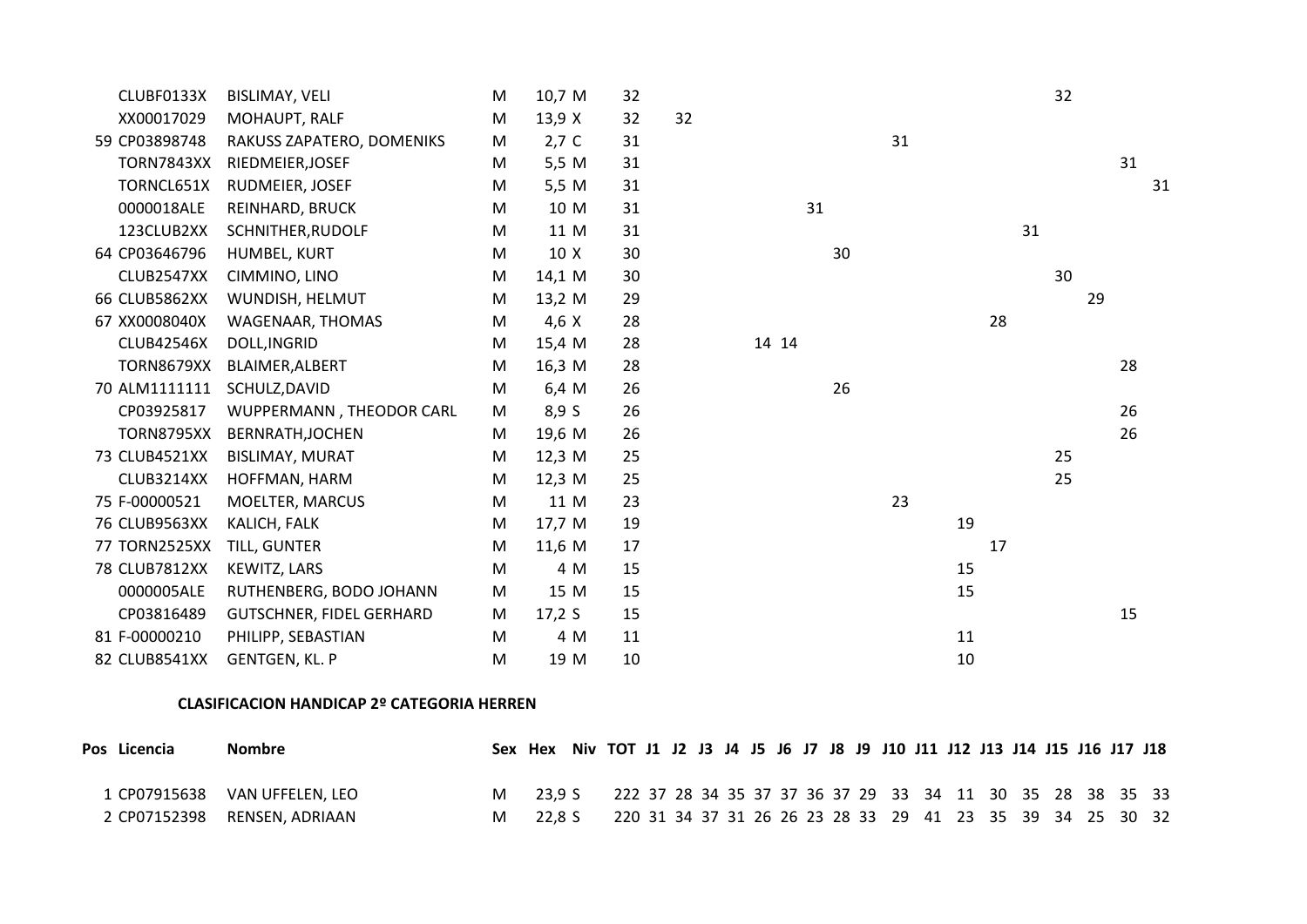| Pos | Licencia | Nombre | Sex | Hex | Niv | TOT | J1 | J2 | J3 | J4 | J5 | J6 | J7 | J8 | J9 | J10 | J11 | J12 | J13 | J14 | J15 | J16 | J17 | J18 |
|---|---|---|---|---|---|---|---|---|---|---|---|---|---|---|---|---|---|---|---|---|---|---|---|---|
| | CLUBF0133X | BISLIMAY, VELI | M | 10,7 | M | 32 | | | | | | | | | | | | | | | 32 | | | |
| | XX00017029 | MOHAUPT, RALF | M | 13,9 | X | 32 | | 32 | | | | | | | | | | | | | | | | |
| 59 | CP03898748 | RAKUSS ZAPATERO, DOMENIKS | M | 2,7 | C | 31 | | | | | | | | | | 31 | | | | | | | | |
| | TORN7843XX | RIEDMEIER,JOSEF | M | 5,5 | M | 31 | | | | | | | | | | | | | | | | | 31 | |
| | TORNCL651X | RUDMEIER, JOSEF | M | 5,5 | M | 31 | | | | | | | | | | | | | | | | | | 31 |
| | 0000018ALE | REINHARD, BRUCK | M | 10 | M | 31 | | | | | | | 31 | | | | | | | | | | | |
| | 123CLUB2XX | SCHNITHER,RUDOLF | M | 11 | M | 31 | | | | | | | | | | | | | | 31 | | | | |
| 64 | CP03646796 | HUMBEL, KURT | M | 10 | X | 30 | | | | | | | | 30 | | | | | | | | | | |
| | CLUB2547XX | CIMMINO, LINO | M | 14,1 | M | 30 | | | | | | | | | | | | | | | 30 | | | |
| 66 | CLUB5862XX | WUNDISH, HELMUT | M | 13,2 | M | 29 | | | | | | | | | | | | | | | | 29 | | |
| 67 | XX0008040X | WAGENAAR, THOMAS | M | 4,6 | X | 28 | | | | | | | | | | | | | 28 | | | | | |
| | CLUB42546X | DOLL,INGRID | M | 15,4 | M | 28 | | | | | 14 | 14 | | | | | | | | | | | | |
| | TORN8679XX | BLAIMER,ALBERT | M | 16,3 | M | 28 | | | | | | | | | | | | | | | | | 28 | |
| 70 | ALM1111111 | SCHULZ,DAVID | M | 6,4 | M | 26 | | | | | | | | 26 | | | | | | | | | | |
| | CP03925817 | WUPPERMANN , THEODOR CARL | M | 8,9 | S | 26 | | | | | | | | | | | | | | | | | 26 | |
| | TORN8795XX | BERNRATH,JOCHEN | M | 19,6 | M | 26 | | | | | | | | | | | | | | | | | 26 | |
| 73 | CLUB4521XX | BISLIMAY, MURAT | M | 12,3 | M | 25 | | | | | | | | | | | | | | | 25 | | | |
| | CLUB3214XX | HOFFMAN, HARM | M | 12,3 | M | 25 | | | | | | | | | | | | | | | 25 | | | |
| 75 | F-00000521 | MOELTER, MARCUS | M | 11 | M | 23 | | | | | | | | | | 23 | | | | | | | | |
| 76 | CLUB9563XX | KALICH, FALK | M | 17,7 | M | 19 | | | | | | | | | | | | 19 | | | | | | |
| 77 | TORN2525XX | TILL, GUNTER | M | 11,6 | M | 17 | | | | | | | | | | | | | 17 | | | | | |
| 78 | CLUB7812XX | KEWITZ, LARS | M | 4 | M | 15 | | | | | | | | | | | | 15 | | | | | | |
| | 0000005ALE | RUTHENBERG, BODO JOHANN | M | 15 | M | 15 | | | | | | | | | | | | 15 | | | | | | |
| | CP03816489 | GUTSCHNER, FIDEL GERHARD | M | 17,2 | S | 15 | | | | | | | | | | | | | | | | | 15 | |
| 81 | F-00000210 | PHILIPP, SEBASTIAN | M | 4 | M | 11 | | | | | | | | | | | | 11 | | | | | | |
| 82 | CLUB8541XX | GENTGEN, KL. P | M | 19 | M | 10 | | | | | | | | | | | | 10 | | | | | | |

**CLASIFICACION HANDICAP 2º CATEGORIA HERREN**

| Pos | Licencia | Nombre | Sex | Hex | Niv | TOT | J1 | J2 | J3 | J4 | J5 | J6 | J7 | J8 | J9 | J10 | J11 | J12 | J13 | J14 | J15 | J16 | J17 | J18 |
|---|---|---|---|---|---|---|---|---|---|---|---|---|---|---|---|---|---|---|---|---|---|---|---|---|
| 1 | CP07915638 | VAN UFFELEN, LEO | M | 23,9 | S | 222 | 37 | 28 | 34 | 35 | 37 | 37 | 36 | 37 | 29 | 33 | 34 | 11 | 30 | 35 | 28 | 38 | 35 | 33 |
| 2 | CP07152398 | RENSEN, ADRIAAN | M | 22,8 | S | 220 | 31 | 34 | 37 | 31 | 26 | 26 | 23 | 28 | 33 | 29 | 41 | 23 | 35 | 39 | 34 | 25 | 30 | 32 |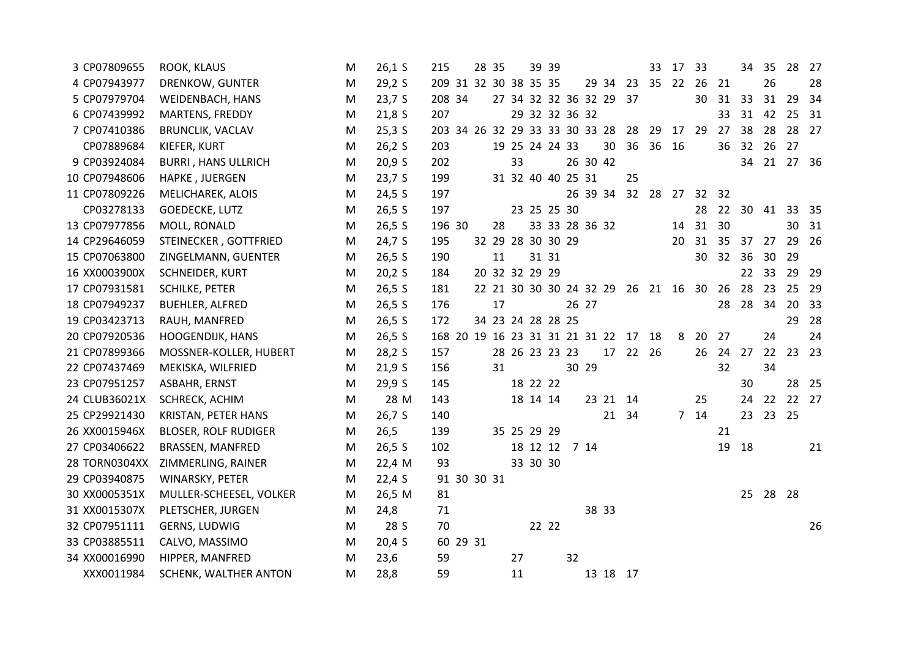| | | | | | | | | | | | | | | | | | | | | | | | |
|---|---|---|---|---|---|---|---|---|---|---|---|---|---|---|---|---|---|---|---|---|---|---|---|
| 3 | CP07809655 | ROOK, KLAUS | M | 26,1 S | 215 | | 28 | 35 | | 39 | 39 | | | | | 33 | 17 | 33 | | 34 | 35 | 28 | 27 |
| 4 | CP07943977 | DRENKOW, GUNTER | M | 29,2 S | 209 | 31 | 32 | 30 | 38 | 35 | 35 | | 29 | 34 | 23 | 35 | 22 | 26 | 21 | | 26 | | 28 |
| 5 | CP07979704 | WEIDENBACH, HANS | M | 23,7 S | 208 | 34 | | 27 | 34 | 32 | 32 | 36 | 32 | 29 | 37 | | | 30 | 31 | 33 | 31 | 29 | 34 |
| 6 | CP07439992 | MARTENS, FREDDY | M | 21,8 S | 207 | | | | 29 | 32 | 32 | 36 | 32 | | | | | | 33 | 31 | 42 | 25 | 31 |
| 7 | CP07410386 | BRUNCLIK, VACLAV | M | 25,3 S | 203 | 34 | 26 | 32 | 29 | 33 | 33 | 30 | 33 | 28 | 28 | 29 | 17 | 29 | 27 | 38 | 28 | 28 | 27 |
| | CP07889684 | KIEFER, KURT | M | 26,2 S | 203 | | | 19 | 25 | 24 | 24 | 33 | | 30 | 36 | 36 | 16 | | 36 | 32 | 26 | 27 | |
| 9 | CP03924084 | BURRI , HANS ULLRICH | M | 20,9 S | 202 | | | | 33 | | | 26 | 30 | 42 | | | | | | 34 | 21 | 27 | 36 |
| 10 | CP07948606 | HAPKE , JUERGEN | M | 23,7 S | 199 | | | 31 | 32 | 40 | 40 | 25 | 31 | | 25 | | | | | | | | |
| 11 | CP07809226 | MELICHAREK, ALOIS | M | 24,5 S | 197 | | | | | | | 26 | 39 | 34 | 32 | 28 | 27 | 32 | 32 | | | | |
| | CP03278133 | GOEDECKE, LUTZ | M | 26,5 S | 197 | | | | 23 | 25 | 25 | 30 | | | | | | 28 | 22 | 30 | 41 | 33 | 35 |
| 13 | CP07977856 | MOLL, RONALD | M | 26,5 S | 196 | 30 | | 28 | | 33 | 33 | 28 | 36 | 32 | | | 14 | 31 | 30 | | | 30 | 31 |
| 14 | CP29646059 | STEINECKER , GOTTFRIED | M | 24,7 S | 195 | | 32 | 29 | 28 | 30 | 30 | 29 | | | | | 20 | 31 | 35 | 37 | 27 | 29 | 26 |
| 15 | CP07063800 | ZINGELMANN, GUENTER | M | 26,5 S | 190 | | | 11 | | 31 | 31 | | | | | | | 30 | 32 | 36 | 30 | 29 | |
| 16 | XX0003900X | SCHNEIDER, KURT | M | 20,2 S | 184 | | 20 | 32 | 32 | 29 | 29 | | | | | | | | | 22 | 33 | 29 | 29 |
| 17 | CP07931581 | SCHILKE, PETER | M | 26,5 S | 181 | | 22 | 21 | 30 | 30 | 30 | 24 | 32 | 29 | 26 | 21 | 16 | 30 | 26 | 28 | 23 | 25 | 29 |
| 18 | CP07949237 | BUEHLER, ALFRED | M | 26,5 S | 176 | | | 17 | | | | 26 | 27 | | | | | | 28 | 28 | 34 | 20 | 33 |
| 19 | CP03423713 | RAUH, MANFRED | M | 26,5 S | 172 | | 34 | 23 | 24 | 28 | 28 | 25 | | | | | | | | | | 29 | 28 |
| 20 | CP07920536 | HOOGENDIJK, HANS | M | 26,5 S | 168 | 20 | 19 | 16 | 23 | 31 | 31 | 21 | 31 | 22 | 17 | 18 | 8 | 20 | 27 | | 24 | | 24 |
| 21 | CP07899366 | MOSSNER-KOLLER, HUBERT | M | 28,2 S | 157 | | | 28 | 26 | 23 | 23 | 23 | | 17 | 22 | 26 | | 26 | 24 | 27 | 22 | 23 | 23 |
| 22 | CP07437469 | MEKISKA, WILFRIED | M | 21,9 S | 156 | | | 31 | | | | 30 | 29 | | | | | | 32 | | 34 | | |
| 23 | CP07951257 | ASBAHR, ERNST | M | 29,9 S | 145 | | | | 18 | 22 | 22 | | | | | | | | | 30 | | 28 | 25 |
| 24 | CLUB36021X | SCHRECK, ACHIM | M | 28 M | 143 | | | | 18 | 14 | 14 | | 23 | 21 | 14 | | | 25 | | 24 | 22 | 22 | 27 |
| 25 | CP29921430 | KRISTAN, PETER HANS | M | 26,7 S | 140 | | | | | | | | | 21 | 34 | | 7 | 14 | | 23 | 23 | 25 | |
| 26 | XX0015946X | BLOSER, ROLF RUDIGER | M | 26,5 | 139 | | | 35 | 25 | 29 | 29 | | | | | | | | 21 | | | | |
| 27 | CP03406622 | BRASSEN, MANFRED | M | 26,5 S | 102 | | | | 18 | 12 | 12 | 7 | 14 | | | | | | 19 | 18 | | | 21 |
| 28 | TORN0304XX | ZIMMERLING, RAINER | M | 22,4 M | 93 | | | | 33 | 30 | 30 | | | | | | | | | | | | |
| 29 | CP03940875 | WINARSKY, PETER | M | 22,4 S | 91 | 30 | 30 | 31 | | | | | | | | | | | | | | | |
| 30 | XX0005351X | MULLER-SCHEESEL, VOLKER | M | 26,5 M | 81 | | | | | | | | | | | | | | | 25 | 28 | 28 | |
| 31 | XX0015307X | PLETSCHER, JURGEN | M | 24,8 | 71 | | | | | | | | 38 | 33 | | | | | | | | | |
| 32 | CP07951111 | GERNS, LUDWIG | M | 28 S | 70 | | | | | 22 | 22 | | | | | | | | | | | | 26 |
| 33 | CP03885511 | CALVO, MASSIMO | M | 20,4 S | 60 | 29 | 31 | | | | | | | | | | | | | | | | |
| 34 | XX00016990 | HIPPER, MANFRED | M | 23,6 | 59 | | | | 27 | | | 32 | | | | | | | | | | | |
| | XXX0011984 | SCHENK, WALTHER ANTON | M | 28,8 | 59 | | | | 11 | | | | 13 | 18 | 17 | | | | | | | | |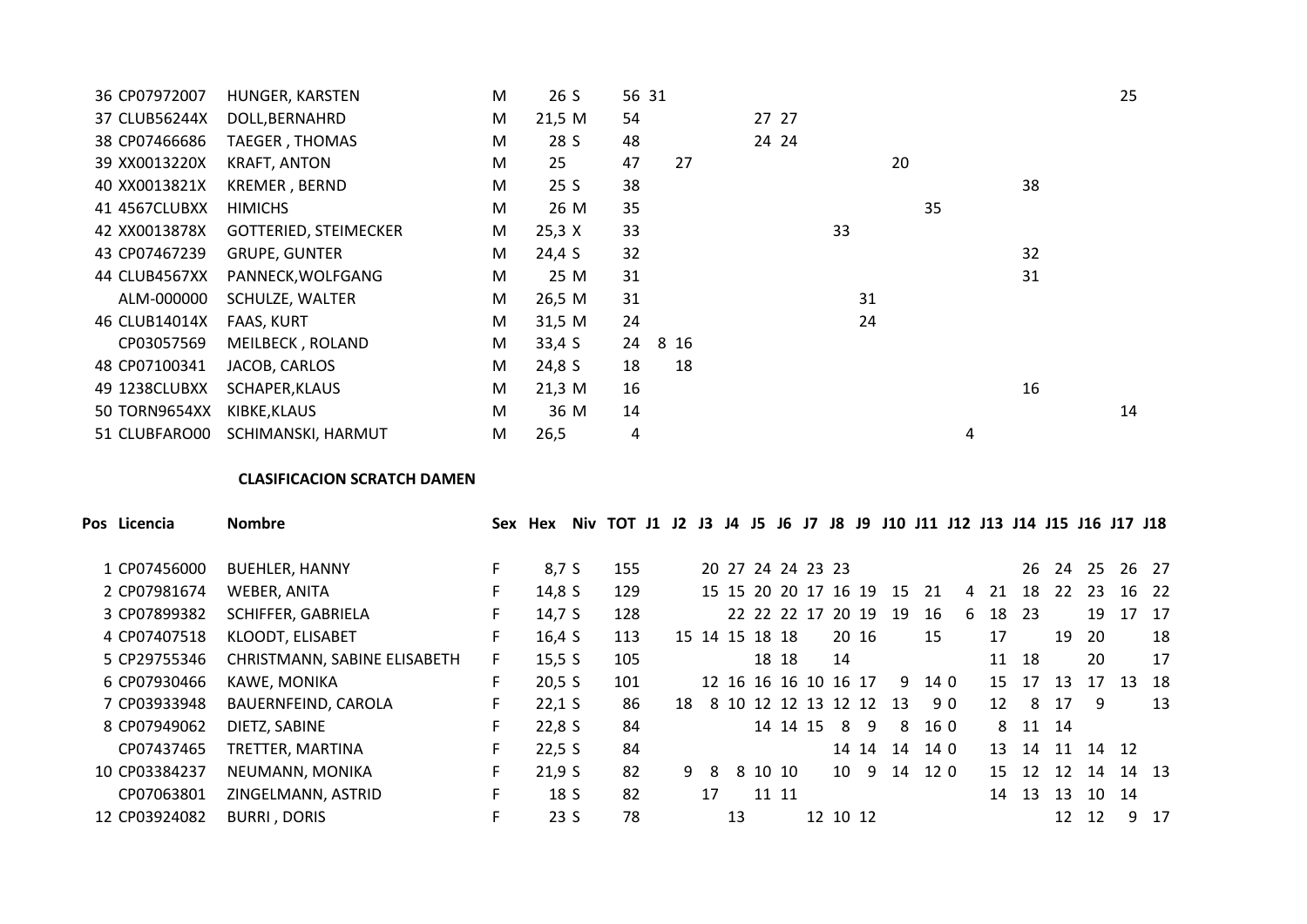| Pos | Licencia | Nombre | Sex | Hex | Niv | TOT | J1 | J2 | J3 | J4 | J5 | J6 | J7 | J8 | J9 | J10 | J11 | J12 | J13 | J14 | J15 | J16 | J17 | J18 |
|---|---|---|---|---|---|---|---|---|---|---|---|---|---|---|---|---|---|---|---|---|---|---|---|---|
| 36 | CP07972007 | HUNGER, KARSTEN | M | 26 | S | 56 | 31 | | | | | | | | | | | | | | | | 25 | |
| 37 | CLUB56244X | DOLL,BERNAHRD | M | 21,5 | M | 54 | | | | | 27 | 27 | | | | | | | | | | | | |
| 38 | CP07466686 | TAEGER , THOMAS | M | 28 | S | 48 | | | | | 24 | 24 | | | | | | | | | | | | |
| 39 | XX0013220X | KRAFT, ANTON | M | 25 | | 47 | | 27 | | | | | | | | 20 | | | | | | | | |
| 40 | XX0013821X | KREMER , BERND | M | 25 | S | 38 | | | | | | | | | | | | | | 38 | | | | |
| 41 | 4567CLUBXX | HIMICHS | M | 26 | M | 35 | | | | | | | | | | | 35 | | | | | | | |
| 42 | XX0013878X | GOTTERIED, STEIMECKER | M | 25,3 | X | 33 | | | | | | | | 33 | | | | | | | | | | |
| 43 | CP07467239 | GRUPE, GUNTER | M | 24,4 | S | 32 | | | | | | | | | | | | | | 32 | | | | |
| 44 | CLUB4567XX | PANNECK,WOLFGANG | M | 25 | M | 31 | | | | | | | | | | | | | | 31 | | | | |
| | ALM-000000 | SCHULZE, WALTER | M | 26,5 | M | 31 | | | | | | | | | 31 | | | | | | | | | |
| 46 | CLUB14014X | FAAS, KURT | M | 31,5 | M | 24 | | | | | | | | | 24 | | | | | | | | | |
| | CP03057569 | MEILBECK , ROLAND | M | 33,4 | S | 24 | 8 | 16 | | | | | | | | | | | | | | | | |
| 48 | CP07100341 | JACOB, CARLOS | M | 24,8 | S | 18 | | 18 | | | | | | | | | | | | | | | | |
| 49 | 1238CLUBXX | SCHAPER,KLAUS | M | 21,3 | M | 16 | | | | | | | | | | | | | | 16 | | | | |
| 50 | TORN9654XX | KIBKE,KLAUS | M | 36 | M | 14 | | | | | | | | | | | | | | | | | 14 | |
| 51 | CLUBFARO00 | SCHIMANSKI, HARMUT | M | 26,5 | | 4 | | | | | | | | | | | | 4 | | | | | | |

**CLASIFICACION SCRATCH DAMEN**

| Pos | Licencia | Nombre | Sex | Hex | Niv | TOT | J1 | J2 | J3 | J4 | J5 | J6 | J7 | J8 | J9 | J10 | J11 | J12 | J13 | J14 | J15 | J16 | J17 | J18 |
|---|---|---|---|---|---|---|---|---|---|---|---|---|---|---|---|---|---|---|---|---|---|---|---|---|
| 1 | CP07456000 | BUEHLER, HANNY | F | 8,7 | S | 155 | | | 20 | 27 | 24 | 24 | 23 | 23 | | | | | | 26 | 24 | 25 | 26 | 27 |
| 2 | CP07981674 | WEBER, ANITA | F | 14,8 | S | 129 | | | 15 | 15 | 20 | 20 | 17 | 16 | 19 | 15 | 21 | 4 | 21 | 18 | 22 | 23 | 16 | 22 |
| 3 | CP07899382 | SCHIFFER, GABRIELA | F | 14,7 | S | 128 | | | | 22 | 22 | 22 | 17 | 20 | 19 | 19 | 16 | 6 | 18 | 23 | | 19 | 17 | 17 |
| 4 | CP07407518 | KLOODT, ELISABET | F | 16,4 | S | 113 | | 15 | 14 | 15 | 18 | 18 | | 20 | 16 | | 15 | | 17 | | 19 | 20 | | 18 |
| 5 | CP29755346 | CHRISTMANN, SABINE ELISABETH | F | 15,5 | S | 105 | | | | | 18 | 18 | | 14 | | | | | 11 | 18 | | 20 | | 17 |
| 6 | CP07930466 | KAWE, MONIKA | F | 20,5 | S | 101 | | | 12 | 16 | 16 | 16 | 10 | 16 | 17 | 9 | 14 0 | | 15 | 17 | 13 | 17 | 13 | 18 |
| 7 | CP03933948 | BAUERNFEIND, CAROLA | F | 22,1 | S | 86 | | 18 | 8 | 10 | 12 | 12 | 13 | 12 | 12 | 13 | 9 0 | | 12 | 8 | 17 | 9 | | 13 |
| 8 | CP07949062 | DIETZ, SABINE | F | 22,8 | S | 84 | | | | | 14 | 14 | 15 | 8 | 9 | 8 | 16 0 | | 8 | 11 | 14 | | | |
| | CP07437465 | TRETTER, MARTINA | F | 22,5 | S | 84 | | | | | | | | 14 | 14 | 14 | 14 0 | | 13 | 14 | 11 | 14 | 12 | |
| 10 | CP03384237 | NEUMANN, MONIKA | F | 21,9 | S | 82 | | 9 | 8 | 8 | 10 | 10 | | 10 | 9 | 14 | 12 0 | | 15 | 12 | 12 | 14 | 14 | 13 |
| | CP07063801 | ZINGELMANN, ASTRID | F | 18 | S | 82 | | | 17 | | 11 | 11 | | | | | | | 14 | 13 | 13 | 10 | 14 | |
| 12 | CP03924082 | BURRI , DORIS | F | 23 | S | 78 | | | | 13 | | | 12 | 10 | 12 | | | | | | 12 | 12 | 9 | 17 |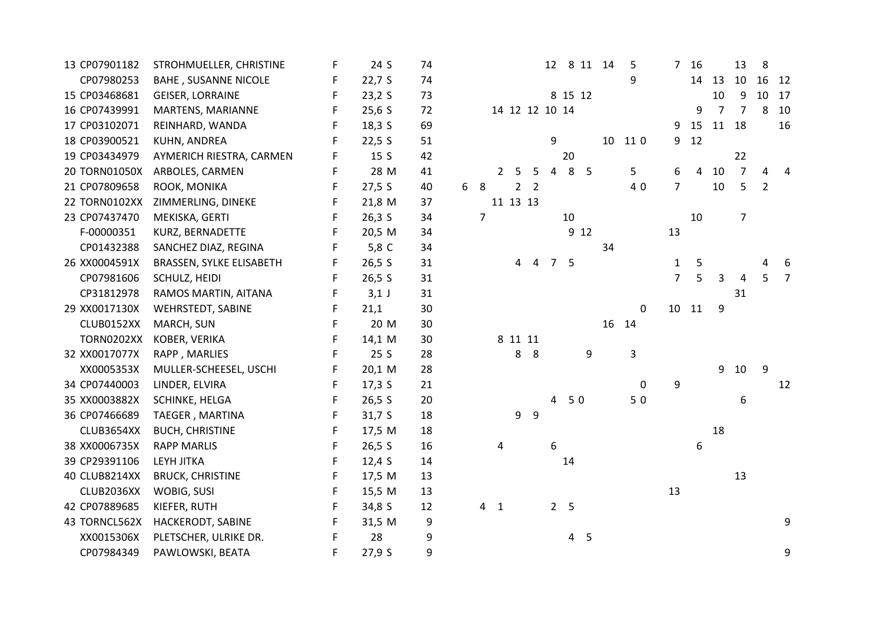| | | | | | | | | | | | | | | | | | | | | | | | |
|---|---|---|---|---|---|---|---|---|---|---|---|---|---|---|---|---|---|---|---|---|---|---|---|
| 13 | CP07901182 | STROHMUELLER, CHRISTINE | F | 24 | S | 74 | | | | | | 12 | 8 | 11 | 14 | 5 | | 7 | 16 | | 13 | 8 | |
| | CP07980253 | BAHE , SUSANNE NICOLE | F | 22,7 | S | 74 | | | | | | | | | | 9 | | | 14 | 13 | 10 | 16 | 12 |
| 15 | CP03468681 | GEISER, LORRAINE | F | 23,2 | S | 73 | | | | | | 8 | 15 | 12 | | | | | | 10 | 9 | 10 | 17 |
| 16 | CP07439991 | MARTENS, MARIANNE | F | 25,6 | S | 72 | | | 14 | 12 | 12 | 10 | 14 | | | | | | 9 | 7 | 7 | 8 | 10 |
| 17 | CP03102071 | REINHARD, WANDA | F | 18,3 | S | 69 | | | | | | | | | | | | 9 | 15 | 11 | 18 | | 16 |
| 18 | CP03900521 | KUHN, ANDREA | F | 22,5 | S | 51 | | | | | | 9 | | | 10 | 11 | 0 | 9 | 12 | | | | |
| 19 | CP03434979 | AYMERICH RIESTRA, CARMEN | F | 15 | S | 42 | | | | | | | 20 | | | | | | | | 22 | | |
| 20 | TORN01050X | ARBOLES, CARMEN | F | 28 | M | 41 | | | 2 | 5 | 5 | 4 | 8 | 5 | | 5 | | 6 | 4 | 10 | 7 | 4 | 4 |
| 21 | CP07809658 | ROOK, MONIKA | F | 27,5 | S | 40 | 6 | 8 | | 2 | 2 | | | | | 4 | 0 | 7 | | 10 | 5 | 2 | |
| 22 | TORN0102XX | ZIMMERLING, DINEKE | F | 21,8 | M | 37 | | | 11 | 13 | 13 | | | | | | | | | | | | |
| 23 | CP07437470 | MEKISKA, GERTI | F | 26,3 | S | 34 | | 7 | | | | | 10 | | | | | | 10 | | 7 | | |
| | F-00000351 | KURZ, BERNADETTE | F | 20,5 | M | 34 | | | | | | | 9 | 12 | | | | 13 | | | | | |
| | CP01432388 | SANCHEZ DIAZ, REGINA | F | 5,8 | C | 34 | | | | | | | | | 34 | | | | | | | | |
| 26 | XX0004591X | BRASSEN, SYLKE ELISABETH | F | 26,5 | S | 31 | | | | 4 | 4 | 7 | 5 | | | | | 1 | 5 | | | 4 | 6 |
| | CP07981606 | SCHULZ, HEIDI | F | 26,5 | S | 31 | | | | | | | | | | | | 7 | 5 | 3 | 4 | 5 | 7 |
| | CP31812978 | RAMOS MARTIN, AITANA | F | 3,1 | J | 31 | | | | | | | | | | | | | | | 31 | | |
| 29 | XX0017130X | WEHRSTEDT, SABINE | F | 21,1 | | 30 | | | | | | | | | | | 0 | 10 | 11 | 9 | | | |
| | CLUB0152XX | MARCH, SUN | F | 20 | M | 30 | | | | | | | | | 16 | 14 | | | | | | | |
| | TORN0202XX | KOBER, VERIKA | F | 14,1 | M | 30 | | | 8 | 11 | 11 | | | | | | | | | | | | |
| 32 | XX0017077X | RAPP , MARLIES | F | 25 | S | 28 | | | | 8 | 8 | | | 9 | | 3 | | | | | | | |
| | XX0005353X | MULLER-SCHEESEL, USCHI | F | 20,1 | M | 28 | | | | | | | | | | | | | | 9 | 10 | 9 | |
| 34 | CP07440003 | LINDER, ELVIRA | F | 17,3 | S | 21 | | | | | | | | | | | 0 | 9 | | | | | 12 |
| 35 | XX0003882X | SCHINKE, HELGA | F | 26,5 | S | 20 | | | | | | 4 | 5 0 | | | 5 | 0 | | | | 6 | | |
| 36 | CP07466689 | TAEGER , MARTINA | F | 31,7 | S | 18 | | | | 9 | 9 | | | | | | | | | | | | |
| | CLUB3654XX | BUCH, CHRISTINE | F | 17,5 | M | 18 | | | | | | | | | | | | | | 18 | | | |
| 38 | XX0006735X | RAPP MARLIS | F | 26,5 | S | 16 | | | 4 | | | 6 | | | | | | | 6 | | | | |
| 39 | CP29391106 | LEYH JITKA | F | 12,4 | S | 14 | | | | | | | 14 | | | | | | | | | | |
| 40 | CLUB8214XX | BRUCK, CHRISTINE | F | 17,5 | M | 13 | | | | | | | | | | | | | | | 13 | | |
| | CLUB2036XX | WOBIG, SUSI | F | 15,5 | M | 13 | | | | | | | | | | | | 13 | | | | | |
| 42 | CP07889685 | KIEFER, RUTH | F | 34,8 | S | 12 | | 4 | 1 | | | 2 | 5 | | | | | | | | | | |
| 43 | TORNCL562X | HACKERODT, SABINE | F | 31,5 | M | 9 | | | | | | | | | | | | | | | | | 9 |
| | XX0015306X | PLETSCHER, ULRIKE DR. | F | 28 | | 9 | | | | | | | 4 | 5 | | | | | | | | | |
| | CP07984349 | PAWLOWSKI, BEATA | F | 27,9 | S | 9 | | | | | | | | | | | | | | | | | 9 |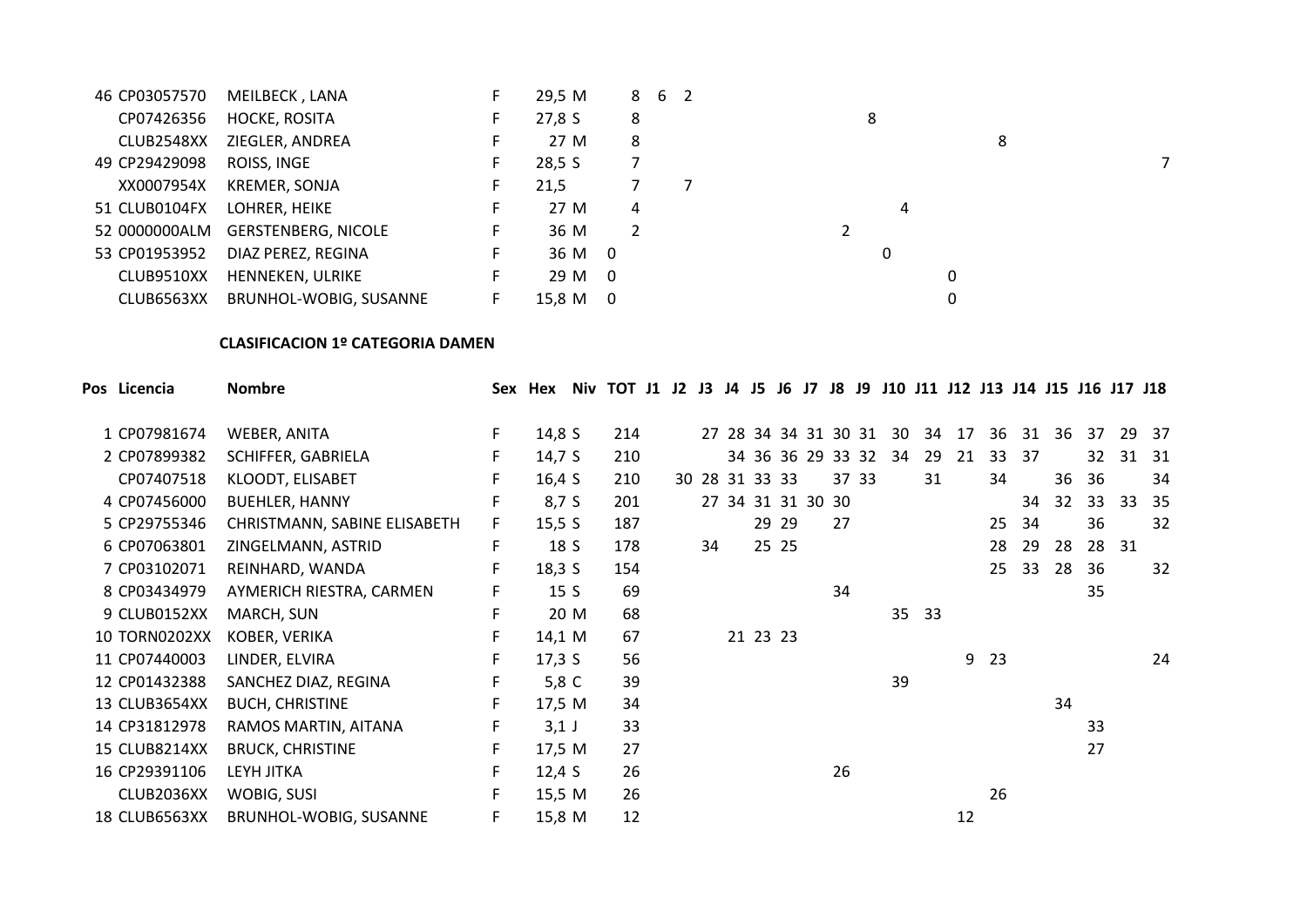| Pos | Licencia | Nombre | Sex | Hex | Niv | TOT | J1 | J2 | J3 | J4 | J5 | J6 | J7 | J8 | J9 | J10 | J11 | J12 | J13 | J14 | J15 | J16 | J17 | J18 |
|---|---|---|---|---|---|---|---|---|---|---|---|---|---|---|---|---|---|---|---|---|---|---|---|---|
| 46 | CP03057570 | MEILBECK , LANA | F | 29,5 | M | 8 | 6 | 2 | | | | | | | | | | | | | | | | |
| | CP07426356 | HOCKE, ROSITA | F | 27,8 | S | 8 | | | | | | | | | 8 | | | | | | | | | |
| | CLUB2548XX | ZIEGLER, ANDREA | F | 27 | M | 8 | | | | | | | | | | | | | 8 | | | | | |
| 49 | CP29429098 | ROISS, INGE | F | 28,5 | S | 7 | | | | | | | | | | | | | | | | | | 7 |
| | XX0007954X | KREMER, SONJA | F | 21,5 | | 7 | | 7 | | | | | | | | | | | | | | | | |
| 51 | CLUB0104FX | LOHRER, HEIKE | F | 27 | M | 4 | | | | | | | | | | 4 | | | | | | | | |
| 52 | 0000000ALM | GERSTENBERG, NICOLE | F | 36 | M | 2 | | | | | | | | 2 | | | | | | | | | | |
| 53 | CP01953952 | DIAZ PEREZ, REGINA | F | 36 | M | 0 | | | | | | | | | | 0 | | | | | | | | |
| | CLUB9510XX | HENNEKEN, ULRIKE | F | 29 | M | 0 | | | | | | | | | | | | 0 | | | | | | |
| | CLUB6563XX | BRUNHOL-WOBIG, SUSANNE | F | 15,8 | M | 0 | | | | | | | | | | | | 0 | | | | | | |

**CLASIFICACION 1º CATEGORIA DAMEN**

| Pos | Licencia | Nombre | Sex | Hex | Niv | TOT | J1 | J2 | J3 | J4 | J5 | J6 | J7 | J8 | J9 | J10 | J11 | J12 | J13 | J14 | J15 | J16 | J17 | J18 |
|---|---|---|---|---|---|---|---|---|---|---|---|---|---|---|---|---|---|---|---|---|---|---|---|---|
| 1 | CP07981674 | WEBER, ANITA | F | 14,8 | S | 214 | | | 27 | 28 | 34 | 34 | 31 | 30 | 31 | 30 | 34 | 17 | 36 | 31 | 36 | 37 | 29 | 37 |
| 2 | CP07899382 | SCHIFFER, GABRIELA | F | 14,7 | S | 210 | | | | 34 | 36 | 36 | 29 | 33 | 32 | 34 | 29 | 21 | 33 | 37 | | 32 | 31 | 31 |
| | CP07407518 | KLOODT, ELISABET | F | 16,4 | S | 210 | | 30 | 28 | 31 | 33 | 33 | | 37 | 33 | | 31 | | 34 | | 36 | 36 | | 34 |
| 4 | CP07456000 | BUEHLER, HANNY | F | 8,7 | S | 201 | | | 27 | 34 | 31 | 31 | 30 | 30 | | | | | | 34 | 32 | 33 | 33 | 35 |
| 5 | CP29755346 | CHRISTMANN, SABINE ELISABETH | F | 15,5 | S | 187 | | | | | 29 | 29 | | 27 | | | | | 25 | 34 | | 36 | | 32 |
| 6 | CP07063801 | ZINGELMANN, ASTRID | F | 18 | S | 178 | | | 34 | | 25 | 25 | | | | | | | 28 | 29 | 28 | 28 | 31 | |
| 7 | CP03102071 | REINHARD, WANDA | F | 18,3 | S | 154 | | | | | | | | | | | | | 25 | 33 | 28 | 36 | | 32 |
| 8 | CP03434979 | AYMERICH RIESTRA, CARMEN | F | 15 | S | 69 | | | | | | | | 34 | | | | | | | | 35 | | |
| 9 | CLUB0152XX | MARCH, SUN | F | 20 | M | 68 | | | | | | | | | | 35 | 33 | | | | | | | |
| 10 | TORN0202XX | KOBER, VERIKA | F | 14,1 | M | 67 | | | | 21 | 23 | 23 | | | | | | | | | | | | |
| 11 | CP07440003 | LINDER, ELVIRA | F | 17,3 | S | 56 | | | | | | | | | | | | 9 | 23 | | | | | 24 |
| 12 | CP01432388 | SANCHEZ DIAZ, REGINA | F | 5,8 | C | 39 | | | | | | | | | | 39 | | | | | | | | |
| 13 | CLUB3654XX | BUCH, CHRISTINE | F | 17,5 | M | 34 | | | | | | | | | | | | | | | 34 | | | |
| 14 | CP31812978 | RAMOS MARTIN, AITANA | F | 3,1 | J | 33 | | | | | | | | | | | | | | | | 33 | | |
| 15 | CLUB8214XX | BRUCK, CHRISTINE | F | 17,5 | M | 27 | | | | | | | | | | | | | | | | 27 | | |
| 16 | CP29391106 | LEYH JITKA | F | 12,4 | S | 26 | | | | | | | | 26 | | | | | | | | | | |
| | CLUB2036XX | WOBIG, SUSI | F | 15,5 | M | 26 | | | | | | | | | | | | | 26 | | | | | |
| 18 | CLUB6563XX | BRUNHOL-WOBIG, SUSANNE | F | 15,8 | M | 12 | | | | | | | | | | | | 12 | | | | | | |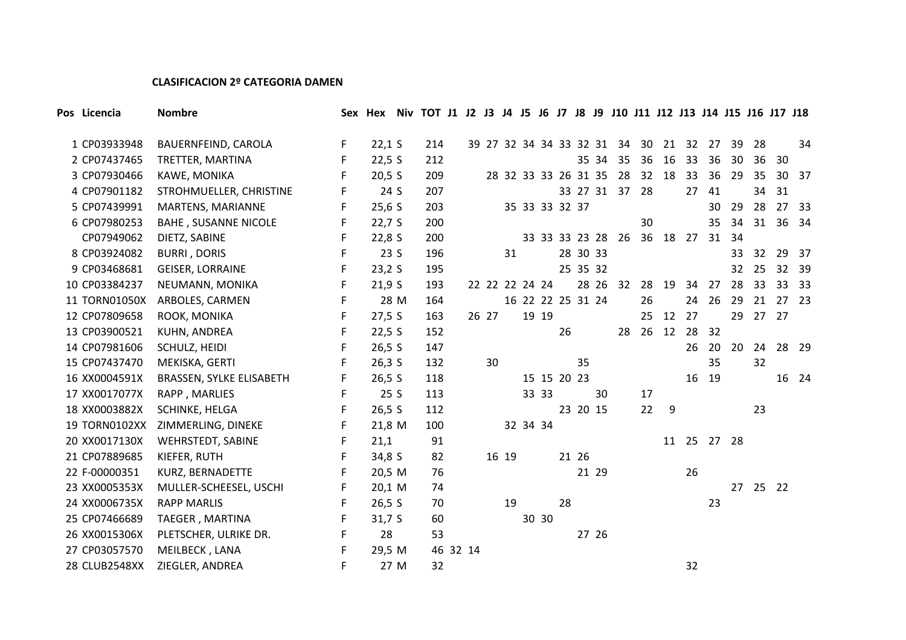**CLASIFICACION 2º CATEGORIA DAMEN**

| Pos | Licencia | Nombre | Sex | Hex | Niv | TOT | J1 | J2 | J3 | J4 | J5 | J6 | J7 | J8 | J9 | J10 | J11 | J12 | J13 | J14 | J15 | J16 | J17 | J18 |
|---|---|---|---|---|---|---|---|---|---|---|---|---|---|---|---|---|---|---|---|---|---|---|---|---|
| 1 | CP03933948 | BAUERNFEIND, CAROLA | F | 22,1 | S | 214 | | 39 | 27 | 32 | 34 | 34 | 33 | 32 | 31 | 34 | 30 | 21 | 32 | 27 | 39 | 28 | | 34 |
| 2 | CP07437465 | TRETTER, MARTINA | F | 22,5 | S | 212 | | | | | | | | 35 | 34 | 35 | 36 | 16 | 33 | 36 | 30 | 36 | 30 | |
| 3 | CP07930466 | KAWE, MONIKA | F | 20,5 | S | 209 | | | 28 | 32 | 33 | 33 | 26 | 31 | 35 | 28 | 32 | 18 | 33 | 36 | 29 | 35 | 30 | 37 |
| 4 | CP07901182 | STROHMUELLER, CHRISTINE | F | 24 | S | 207 | | | | | | | 33 | 27 | 31 | 37 | 28 | | 27 | 41 | | 34 | 31 | |
| 5 | CP07439991 | MARTENS, MARIANNE | F | 25,6 | S | 203 | | | | 35 | 33 | 33 | 32 | 37 | | | | | | 30 | 29 | 28 | 27 | 33 |
| 6 | CP07980253 | BAHE , SUSANNE NICOLE | F | 22,7 | S | 200 | | | | | | | | | | | 30 | | | 35 | 34 | 31 | 36 | 34 |
| | CP07949062 | DIETZ, SABINE | F | 22,8 | S | 200 | | | | | 33 | 33 | 33 | 23 | 28 | 26 | 36 | 18 | 27 | 31 | 34 | | | |
| 8 | CP03924082 | BURRI , DORIS | F | 23 | S | 196 | | | | 31 | | | 28 | 30 | 33 | | | | | | 33 | 32 | 29 | 37 |
| 9 | CP03468681 | GEISER, LORRAINE | F | 23,2 | S | 195 | | | | | | | 25 | 35 | 32 | | | | | | 32 | 25 | 32 | 39 |
| 10 | CP03384237 | NEUMANN, MONIKA | F | 21,9 | S | 193 | | 22 | 22 | 22 | 24 | 24 | | 28 | 26 | 32 | 28 | 19 | 34 | 27 | 28 | 33 | 33 | 33 |
| 11 | TORN01050X | ARBOLES, CARMEN | F | 28 | M | 164 | | | | 16 | 22 | 22 | 25 | 31 | 24 | | 26 | | 24 | 26 | 29 | 21 | 27 | 23 |
| 12 | CP07809658 | ROOK, MONIKA | F | 27,5 | S | 163 | | 26 | 27 | | 19 | 19 | | | | | 25 | 12 | 27 | | 29 | 27 | 27 | |
| 13 | CP03900521 | KUHN, ANDREA | F | 22,5 | S | 152 | | | | | | | 26 | | | 28 | 26 | 12 | 28 | 32 | | | | |
| 14 | CP07981606 | SCHULZ, HEIDI | F | 26,5 | S | 147 | | | | | | | | | | | | | 26 | 20 | 20 | 24 | 28 | 29 |
| 15 | CP07437470 | MEKISKA, GERTI | F | 26,3 | S | 132 | | | 30 | | | | | 35 | | | | | | 35 | | 32 | | |
| 16 | XX0004591X | BRASSEN, SYLKE ELISABETH | F | 26,5 | S | 118 | | | | | 15 | 15 | 20 | 23 | | | | | 16 | 19 | | | 16 | 24 |
| 17 | XX0017077X | RAPP , MARLIES | F | 25 | S | 113 | | | | | 33 | 33 | | | 30 | | 17 | | | | | | | |
| 18 | XX0003882X | SCHINKE, HELGA | F | 26,5 | S | 112 | | | | | | | 23 | 20 | 15 | | 22 | 9 | | | | 23 | | |
| 19 | TORN0102XX | ZIMMERLING, DINEKE | F | 21,8 | M | 100 | | | | 32 | 34 | 34 | | | | | | | | | | | | |
| 20 | XX0017130X | WEHRSTEDT, SABINE | F | 21,1 | | 91 | | | | | | | | | | | | 11 | 25 | 27 | 28 | | | |
| 21 | CP07889685 | KIEFER, RUTH | F | 34,8 | S | 82 | | | 16 | 19 | | | 21 | 26 | | | | | | | | | | |
| 22 | F-00000351 | KURZ, BERNADETTE | F | 20,5 | M | 76 | | | | | | | | 21 | 29 | | | | 26 | | | | | |
| 23 | XX0005353X | MULLER-SCHEESEL, USCHI | F | 20,1 | M | 74 | | | | | | | | | | | | | | | 27 | 25 | 22 | |
| 24 | XX0006735X | RAPP MARLIS | F | 26,5 | S | 70 | | | | 19 | | | 28 | | | | | | | 23 | | | | |
| 25 | CP07466689 | TAEGER , MARTINA | F | 31,7 | S | 60 | | | | | 30 | 30 | | | | | | | | | | | | |
| 26 | XX0015306X | PLETSCHER, ULRIKE DR. | F | 28 | | 53 | | | | | | | | 27 | 26 | | | | | | | | | |
| 27 | CP03057570 | MEILBECK , LANA | F | 29,5 | M | 46 | 32 | 14 | | | | | | | | | | | | | | | | |
| 28 | CLUB2548XX | ZIEGLER, ANDREA | F | 27 | M | 32 | | | | | | | | | | | | | 32 | | | | | |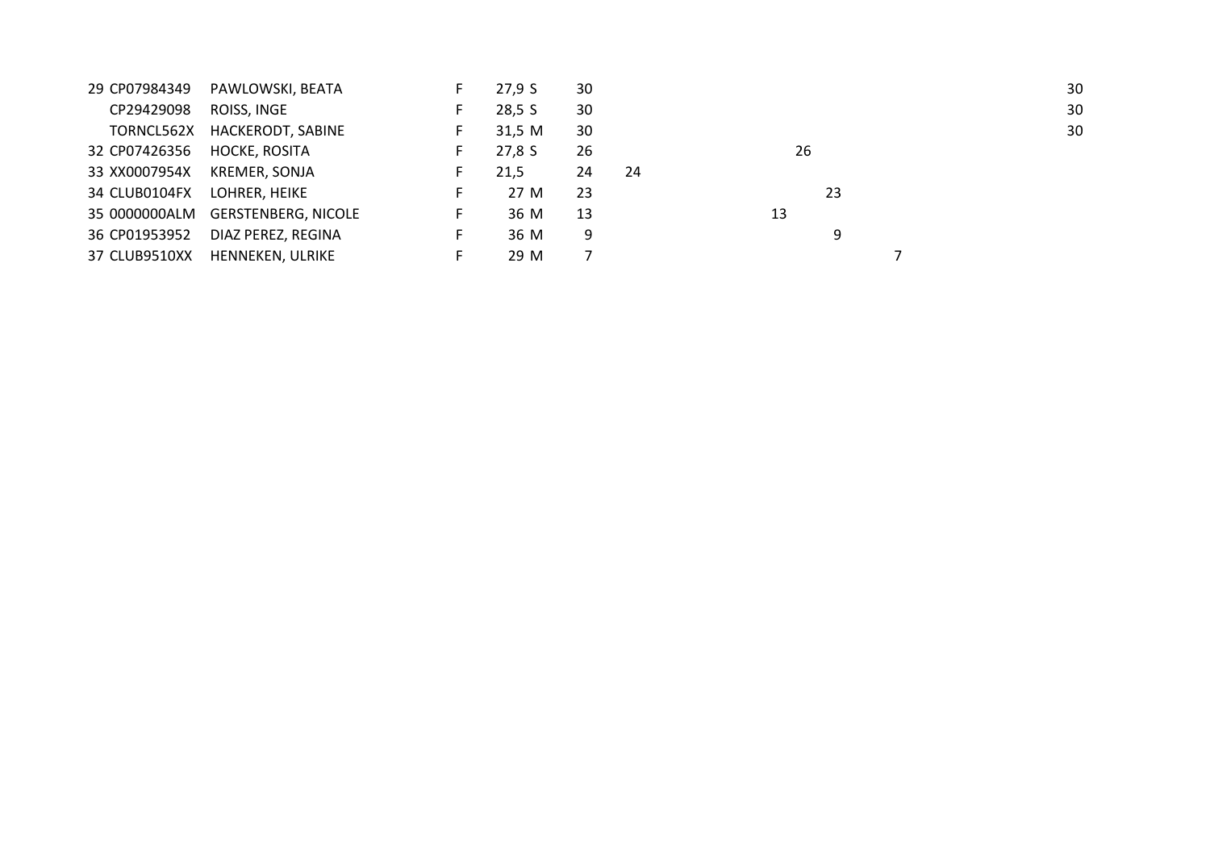| | | | | | | | | | | | | | |
|---|---|---|---|---|---|---|---|---|---|---|---|---|---|
| 29 | CP07984349 | PAWLOWSKI, BEATA | F | 27,9 | S | 30 | | | | | | 30 |
| | CP29429098 | ROISS, INGE | F | 28,5 | S | 30 | | | | | | 30 |
| | TORNCL562X | HACKERODT, SABINE | F | 31,5 | M | 30 | | | | | | 30 |
| 32 | CP07426356 | HOCKE, ROSITA | F | 27,8 | S | 26 | | | 26 | | | |
| 33 | XX0007954X | KREMER, SONJA | F | 21,5 | | 24 | 24 | | | | | |
| 34 | CLUB0104FX | LOHRER, HEIKE | F | 27 | M | 23 | | | | 23 | | |
| 35 | 0000000ALM | GERSTENBERG, NICOLE | F | 36 | M | 13 | | 13 | | | | |
| 36 | CP01953952 | DIAZ PEREZ, REGINA | F | 36 | M | 9 | | | | 9 | | |
| 37 | CLUB9510XX | HENNEKEN, ULRIKE | F | 29 | M | 7 | | | | | 7 | |